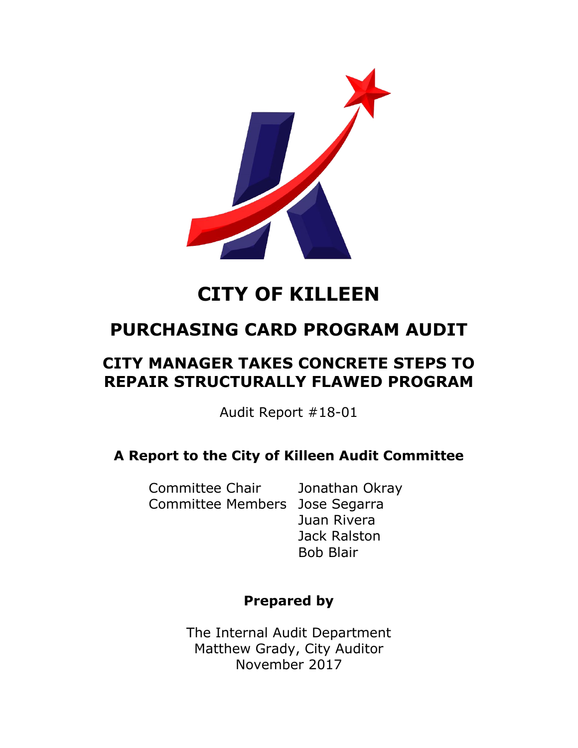# CITY OF KILLEEN

## PURCHASING CARD PROGRAM AUDIT

### CITY MANAGER TAKES CONCRETE STEPS TO REPAIR STRUCTURALLY FLAWED PROGRAM

Audit Report #18-01

**A Report to the City of Killeen Audit Committee**

| | |
|---|---|
| Committee Chair | Jonathan Okray |
| Committee Members | Jose Segarra |
| | Juan Rivera |
| | Jack Ralston |
| | Bob Blair |

**Prepared by**

The Internal Audit Department
Matthew Grady, City Auditor
November 2017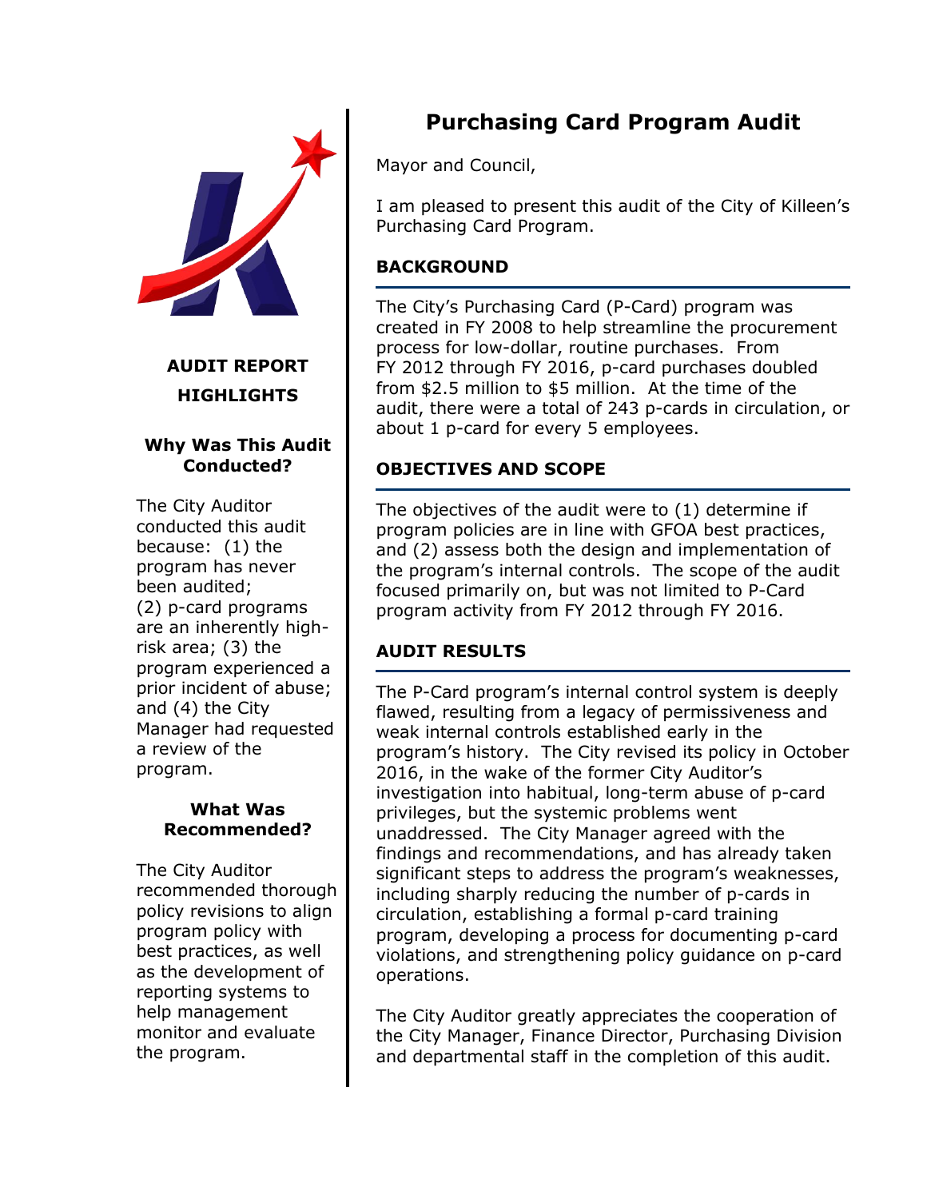## AUDIT REPORT HIGHLIGHTS

### Why Was This Audit Conducted?

The City Auditor conducted this audit because: (1) the program has never been audited; (2) p-card programs are an inherently high-risk area; (3) the program experienced a prior incident of abuse; and (4) the City Manager had requested a review of the program.

### What Was Recommended?

The City Auditor recommended thorough policy revisions to align program policy with best practices, as well as the development of reporting systems to help management monitor and evaluate the program.

# Purchasing Card Program Audit

Mayor and Council,

I am pleased to present this audit of the City of Killeen's Purchasing Card Program.

## BACKGROUND

The City's Purchasing Card (P-Card) program was created in FY 2008 to help streamline the procurement process for low-dollar, routine purchases. From FY 2012 through FY 2016, p-card purchases doubled from $2.5 million to $5 million. At the time of the audit, there were a total of 243 p-cards in circulation, or about 1 p-card for every 5 employees.

## OBJECTIVES AND SCOPE

The objectives of the audit were to (1) determine if program policies are in line with GFOA best practices, and (2) assess both the design and implementation of the program's internal controls. The scope of the audit focused primarily on, but was not limited to P-Card program activity from FY 2012 through FY 2016.

## AUDIT RESULTS

The P-Card program's internal control system is deeply flawed, resulting from a legacy of permissiveness and weak internal controls established early in the program's history. The City revised its policy in October 2016, in the wake of the former City Auditor's investigation into habitual, long-term abuse of p-card privileges, but the systemic problems went unaddressed. The City Manager agreed with the findings and recommendations, and has already taken significant steps to address the program's weaknesses, including sharply reducing the number of p-cards in circulation, establishing a formal p-card training program, developing a process for documenting p-card violations, and strengthening policy guidance on p-card operations.

The City Auditor greatly appreciates the cooperation of the City Manager, Finance Director, Purchasing Division and departmental staff in the completion of this audit.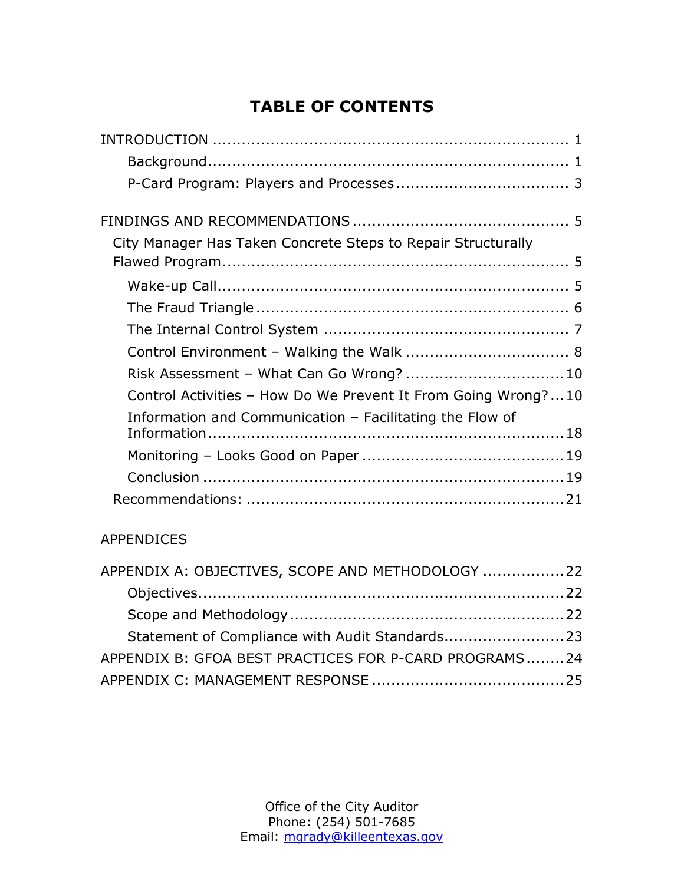# TABLE OF CONTENTS

INTRODUCTION ........................................................................ 1

- Background........................................................................ 1
- P-Card Program: Players and Processes.................................. 3

FINDINGS AND RECOMMENDATIONS ........................................... 5

- City Manager Has Taken Concrete Steps to Repair Structurally Flawed Program....................................................................... 5
  - Wake-up Call....................................................................... 5
  - The Fraud Triangle............................................................... 6
  - The Internal Control System .................................................. 7
  - Control Environment – Walking the Walk ................................. 8
  - Risk Assessment – What Can Go Wrong? ................................10
  - Control Activities – How Do We Prevent It From Going Wrong?...10
  - Information and Communication – Facilitating the Flow of Information.........................................................................18
  - Monitoring – Looks Good on Paper .........................................19
  - Conclusion .........................................................................19
- Recommendations: ................................................................21

APPENDICES

APPENDIX A: OBJECTIVES, SCOPE AND METHODOLOGY .................22

- Objectives...........................................................................22
- Scope and Methodology ........................................................22
- Statement of Compliance with Audit Standards.........................23

APPENDIX B: GFOA BEST PRACTICES FOR P-CARD PROGRAMS........24

APPENDIX C: MANAGEMENT RESPONSE .......................................25

Office of the City Auditor
Phone: (254) 501-7685
Email: mgrady@killeentexas.gov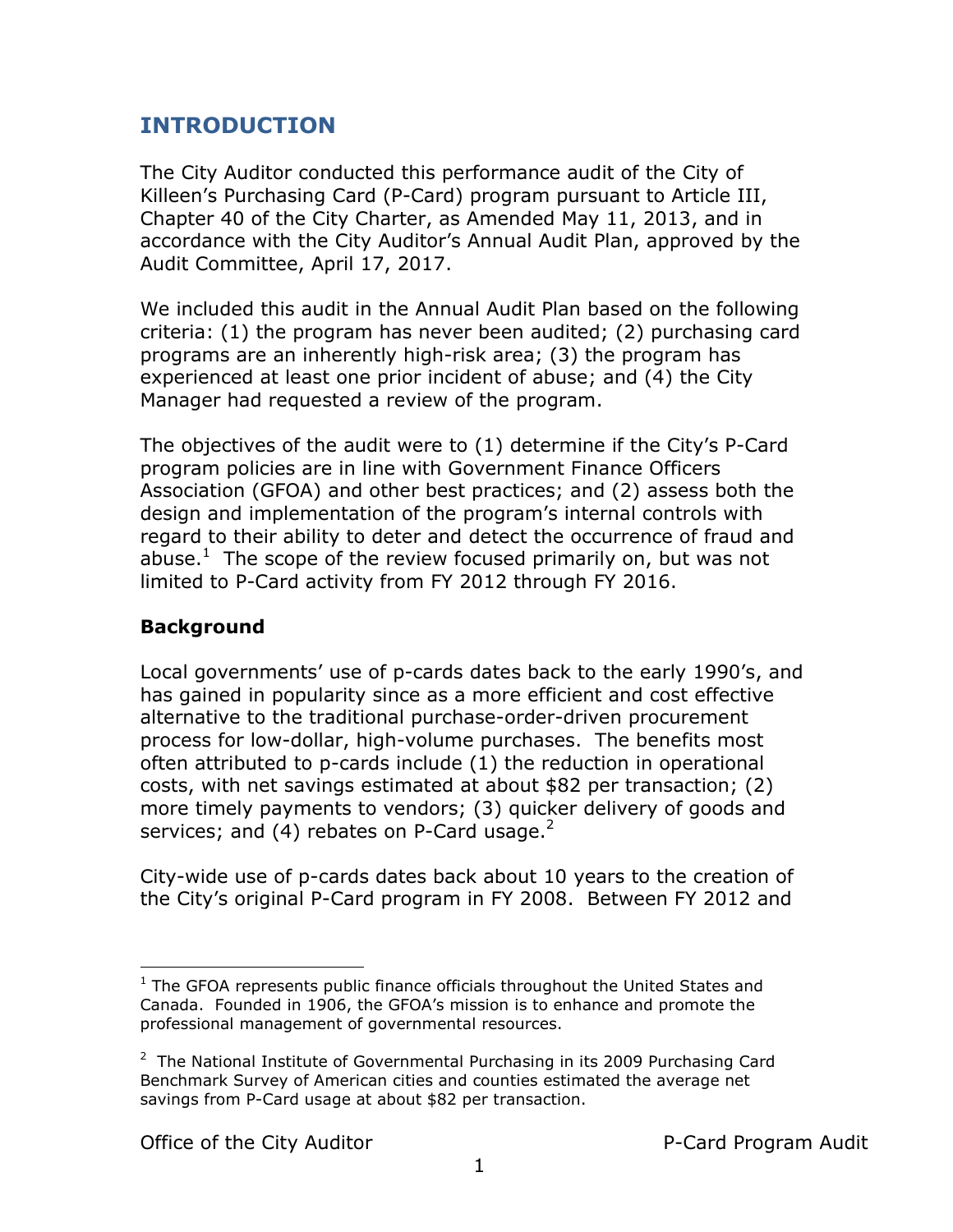## INTRODUCTION

The City Auditor conducted this performance audit of the City of Killeen's Purchasing Card (P-Card) program pursuant to Article III, Chapter 40 of the City Charter, as Amended May 11, 2013, and in accordance with the City Auditor's Annual Audit Plan, approved by the Audit Committee, April 17, 2017.

We included this audit in the Annual Audit Plan based on the following criteria: (1) the program has never been audited; (2) purchasing card programs are an inherently high-risk area; (3) the program has experienced at least one prior incident of abuse; and (4) the City Manager had requested a review of the program.

The objectives of the audit were to (1) determine if the City's P-Card program policies are in line with Government Finance Officers Association (GFOA) and other best practices; and (2) assess both the design and implementation of the program's internal controls with regard to their ability to deter and detect the occurrence of fraud and abuse.[1] The scope of the review focused primarily on, but was not limited to P-Card activity from FY 2012 through FY 2016.

### Background

Local governments' use of p-cards dates back to the early 1990's, and has gained in popularity since as a more efficient and cost effective alternative to the traditional purchase-order-driven procurement process for low-dollar, high-volume purchases. The benefits most often attributed to p-cards include (1) the reduction in operational costs, with net savings estimated at about $82 per transaction; (2) more timely payments to vendors; (3) quicker delivery of goods and services; and (4) rebates on P-Card usage.[2]

City-wide use of p-cards dates back about 10 years to the creation of the City's original P-Card program in FY 2008. Between FY 2012 and

---

[1] The GFOA represents public finance officials throughout the United States and Canada. Founded in 1906, the GFOA's mission is to enhance and promote the professional management of governmental resources.

[2] The National Institute of Governmental Purchasing in its 2009 Purchasing Card Benchmark Survey of American cities and counties estimated the average net savings from P-Card usage at about $82 per transaction.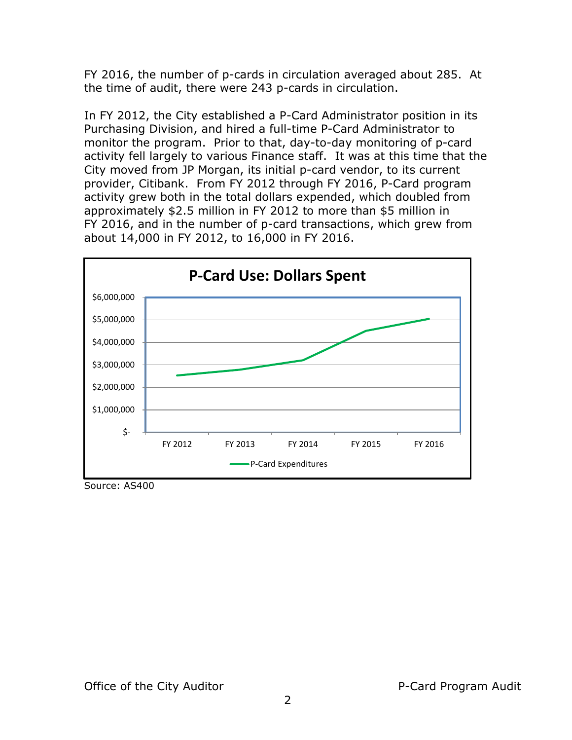FY 2016, the number of p-cards in circulation averaged about 285. At the time of audit, there were 243 p-cards in circulation.

In FY 2012, the City established a P-Card Administrator position in its Purchasing Division, and hired a full-time P-Card Administrator to monitor the program. Prior to that, day-to-day monitoring of p-card activity fell largely to various Finance staff. It was at this time that the City moved from JP Morgan, its initial p-card vendor, to its current provider, Citibank. From FY 2012 through FY 2016, P-Card program activity grew both in the total dollars expended, which doubled from approximately $2.5 million in FY 2012 to more than $5 million in FY 2016, and in the number of p-card transactions, which grew from about 14,000 in FY 2012, to 16,000 in FY 2016.

**P-Card Use: Dollars Spent**

(Line chart: P-Card Expenditures, FY 2012–FY 2016; y-axis $- to $6,000,000)

Source: AS400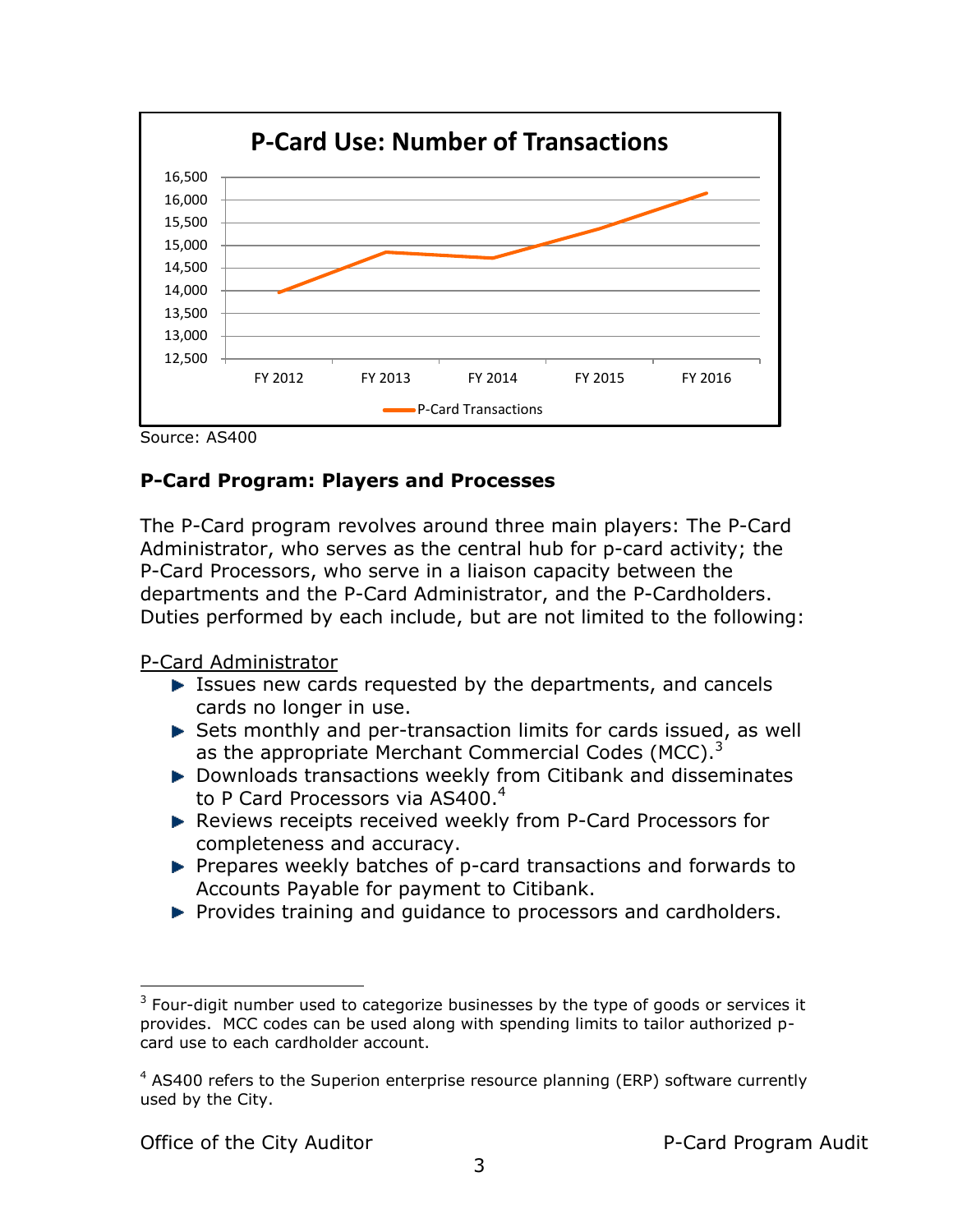**P-Card Use: Number of Transactions**

Source: AS400

**P-Card Program: Players and Processes**

The P-Card program revolves around three main players: The P-Card Administrator, who serves as the central hub for p-card activity; the P-Card Processors, who serve in a liaison capacity between the departments and the P-Card Administrator, and the P-Cardholders. Duties performed by each include, but are not limited to the following:

P-Card Administrator

- Issues new cards requested by the departments, and cancels cards no longer in use.
- Sets monthly and per-transaction limits for cards issued, as well as the appropriate Merchant Commercial Codes (MCC).[3]
- Downloads transactions weekly from Citibank and disseminates to P Card Processors via AS400.[4]
- Reviews receipts received weekly from P-Card Processors for completeness and accuracy.
- Prepares weekly batches of p-card transactions and forwards to Accounts Payable for payment to Citibank.
- Provides training and guidance to processors and cardholders.

---

[3] Four-digit number used to categorize businesses by the type of goods or services it provides. MCC codes can be used along with spending limits to tailor authorized p-card use to each cardholder account.

[4] AS400 refers to the Superion enterprise resource planning (ERP) software currently used by the City.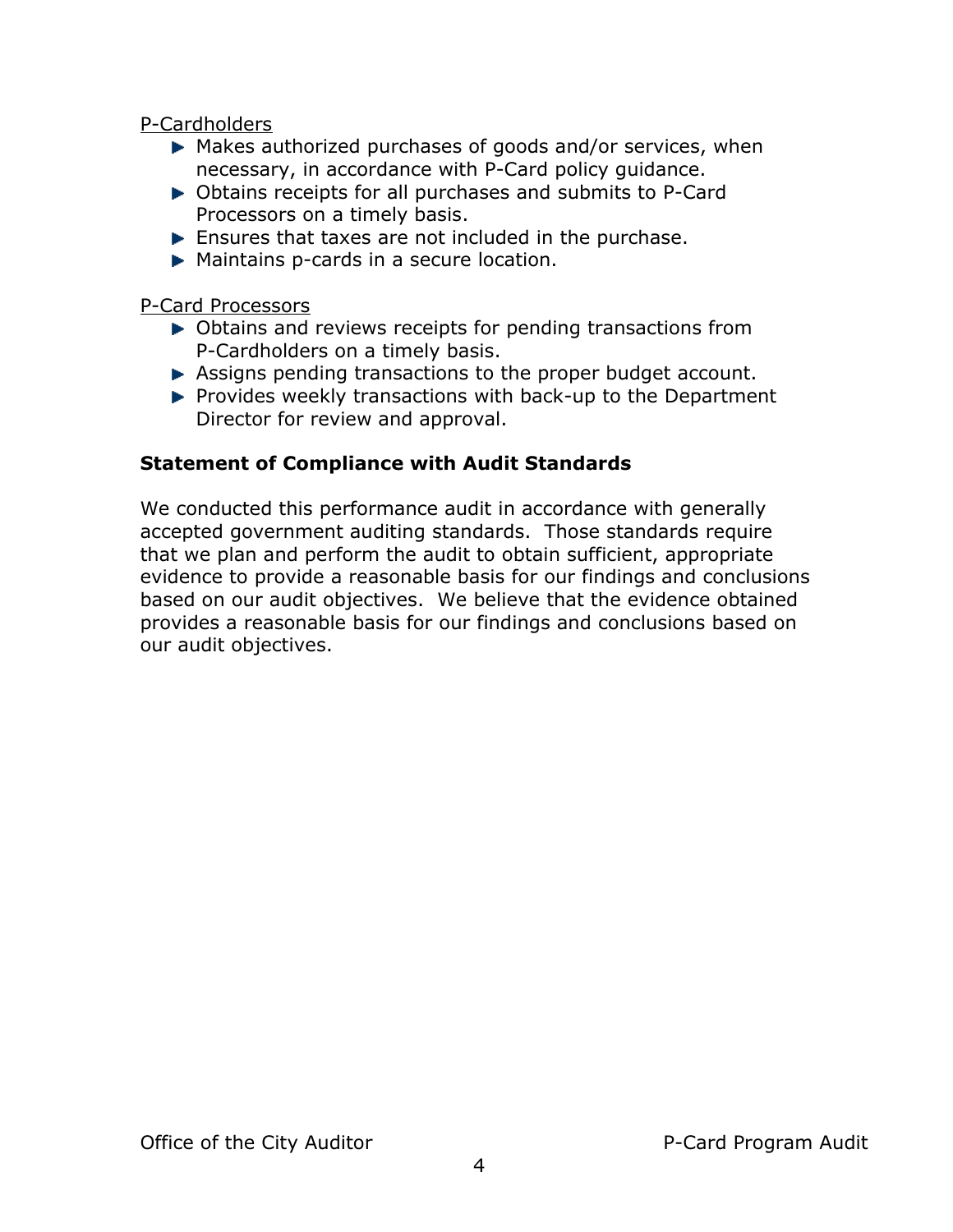P-Cardholders

- Makes authorized purchases of goods and/or services, when necessary, in accordance with P-Card policy guidance.
- Obtains receipts for all purchases and submits to P-Card Processors on a timely basis.
- Ensures that taxes are not included in the purchase.
- Maintains p-cards in a secure location.

P-Card Processors

- Obtains and reviews receipts for pending transactions from P-Cardholders on a timely basis.
- Assigns pending transactions to the proper budget account.
- Provides weekly transactions with back-up to the Department Director for review and approval.

**Statement of Compliance with Audit Standards**

We conducted this performance audit in accordance with generally accepted government auditing standards. Those standards require that we plan and perform the audit to obtain sufficient, appropriate evidence to provide a reasonable basis for our findings and conclusions based on our audit objectives. We believe that the evidence obtained provides a reasonable basis for our findings and conclusions based on our audit objectives.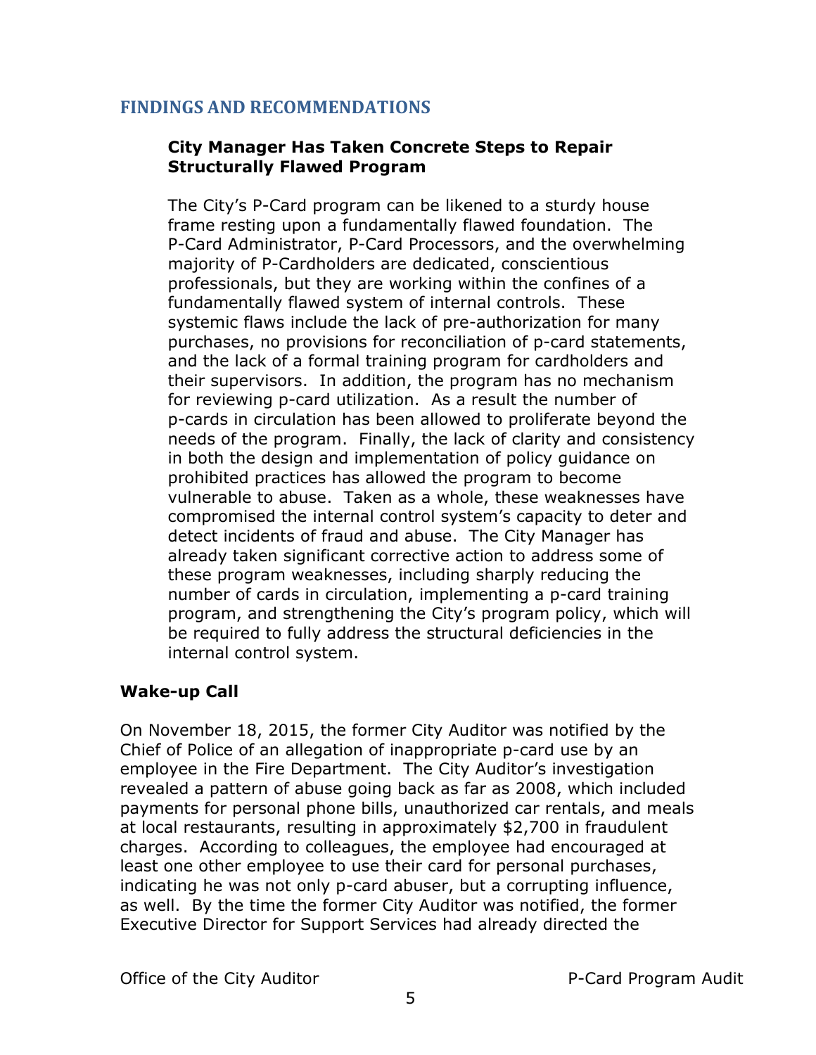## FINDINGS AND RECOMMENDATIONS

### City Manager Has Taken Concrete Steps to Repair Structurally Flawed Program

The City's P-Card program can be likened to a sturdy house frame resting upon a fundamentally flawed foundation. The P-Card Administrator, P-Card Processors, and the overwhelming majority of P-Cardholders are dedicated, conscientious professionals, but they are working within the confines of a fundamentally flawed system of internal controls. These systemic flaws include the lack of pre-authorization for many purchases, no provisions for reconciliation of p-card statements, and the lack of a formal training program for cardholders and their supervisors. In addition, the program has no mechanism for reviewing p-card utilization. As a result the number of p-cards in circulation has been allowed to proliferate beyond the needs of the program. Finally, the lack of clarity and consistency in both the design and implementation of policy guidance on prohibited practices has allowed the program to become vulnerable to abuse. Taken as a whole, these weaknesses have compromised the internal control system's capacity to deter and detect incidents of fraud and abuse. The City Manager has already taken significant corrective action to address some of these program weaknesses, including sharply reducing the number of cards in circulation, implementing a p-card training program, and strengthening the City's program policy, which will be required to fully address the structural deficiencies in the internal control system.

**Wake-up Call**

On November 18, 2015, the former City Auditor was notified by the Chief of Police of an allegation of inappropriate p-card use by an employee in the Fire Department. The City Auditor's investigation revealed a pattern of abuse going back as far as 2008, which included payments for personal phone bills, unauthorized car rentals, and meals at local restaurants, resulting in approximately $2,700 in fraudulent charges. According to colleagues, the employee had encouraged at least one other employee to use their card for personal purchases, indicating he was not only p-card abuser, but a corrupting influence, as well. By the time the former City Auditor was notified, the former Executive Director for Support Services had already directed the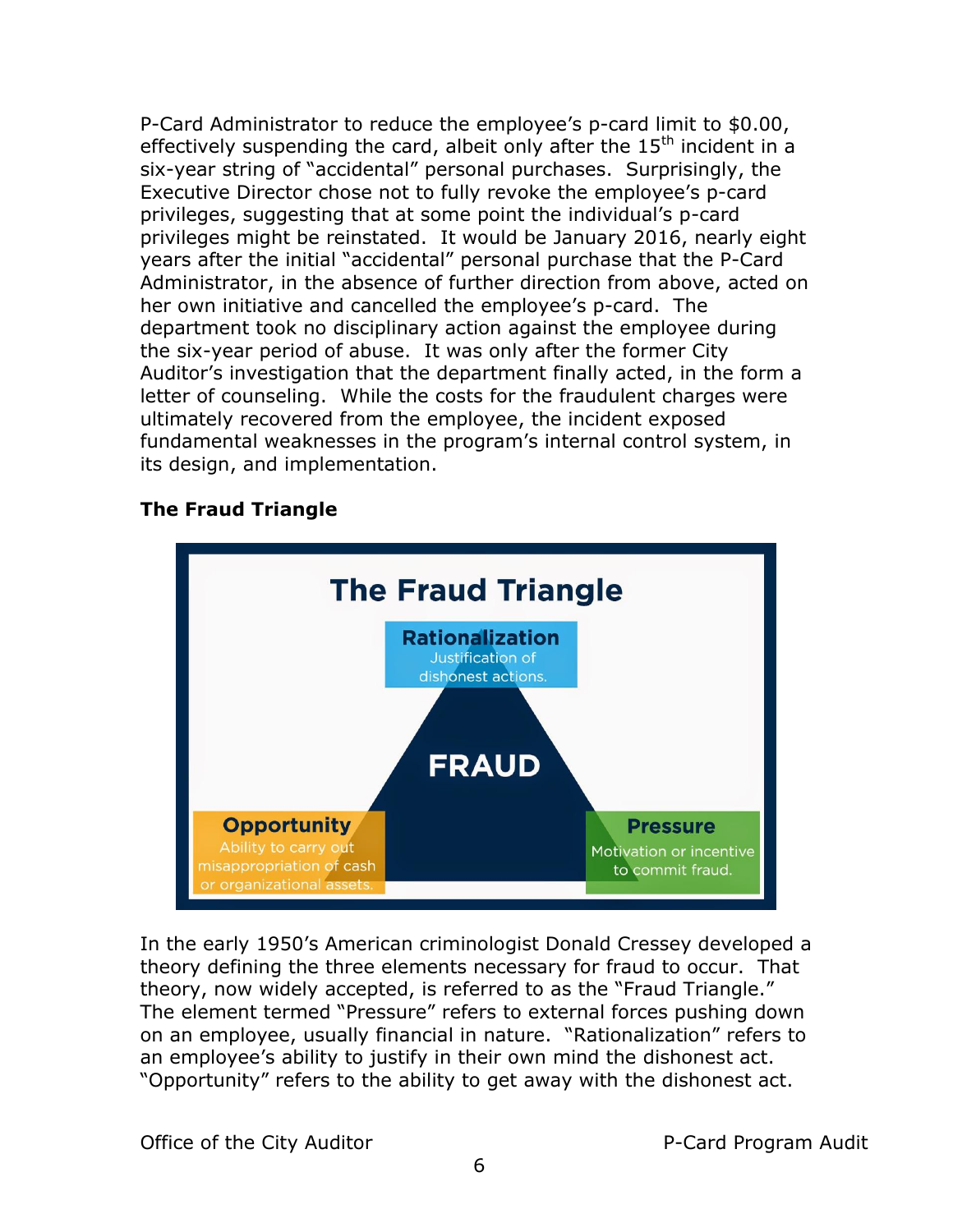P-Card Administrator to reduce the employee's p-card limit to $0.00, effectively suspending the card, albeit only after the 15th incident in a six-year string of "accidental" personal purchases. Surprisingly, the Executive Director chose not to fully revoke the employee's p-card privileges, suggesting that at some point the individual's p-card privileges might be reinstated. It would be January 2016, nearly eight years after the initial "accidental" personal purchase that the P-Card Administrator, in the absence of further direction from above, acted on her own initiative and cancelled the employee's p-card. The department took no disciplinary action against the employee during the six-year period of abuse. It was only after the former City Auditor's investigation that the department finally acted, in the form a letter of counseling. While the costs for the fraudulent charges were ultimately recovered from the employee, the incident exposed fundamental weaknesses in the program's internal control system, in its design, and implementation.

**The Fraud Triangle**

The Fraud Triangle

Rationalization
Justification of dishonest actions.

FRAUD

Opportunity
Ability to carry out misappropriation of cash or organizational assets.

Pressure
Motivation or incentive to commit fraud.

In the early 1950's American criminologist Donald Cressey developed a theory defining the three elements necessary for fraud to occur. That theory, now widely accepted, is referred to as the "Fraud Triangle." The element termed "Pressure" refers to external forces pushing down on an employee, usually financial in nature. "Rationalization" refers to an employee's ability to justify in their own mind the dishonest act. "Opportunity" refers to the ability to get away with the dishonest act.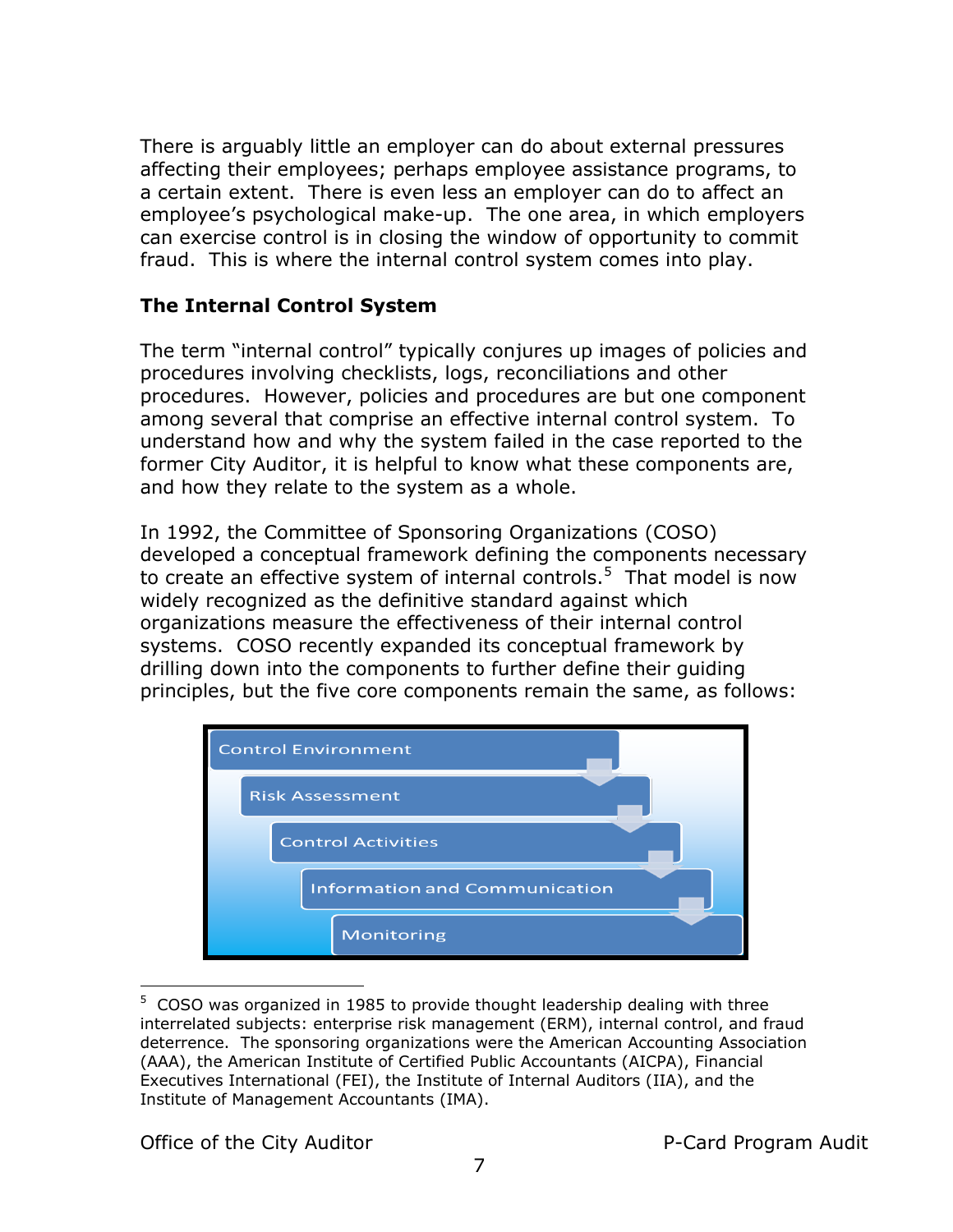There is arguably little an employer can do about external pressures affecting their employees; perhaps employee assistance programs, to a certain extent. There is even less an employer can do to affect an employee's psychological make-up. The one area, in which employers can exercise control is in closing the window of opportunity to commit fraud. This is where the internal control system comes into play.

**The Internal Control System**

The term "internal control" typically conjures up images of policies and procedures involving checklists, logs, reconciliations and other procedures. However, policies and procedures are but one component among several that comprise an effective internal control system. To understand how and why the system failed in the case reported to the former City Auditor, it is helpful to know what these components are, and how they relate to the system as a whole.

In 1992, the Committee of Sponsoring Organizations (COSO) developed a conceptual framework defining the components necessary to create an effective system of internal controls.[5] That model is now widely recognized as the definitive standard against which organizations measure the effectiveness of their internal control systems. COSO recently expanded its conceptual framework by drilling down into the components to further define their guiding principles, but the five core components remain the same, as follows:

- Control Environment
- Risk Assessment
- Control Activities
- Information and Communication
- Monitoring

[5] COSO was organized in 1985 to provide thought leadership dealing with three interrelated subjects: enterprise risk management (ERM), internal control, and fraud deterrence. The sponsoring organizations were the American Accounting Association (AAA), the American Institute of Certified Public Accountants (AICPA), Financial Executives International (FEI), the Institute of Internal Auditors (IIA), and the Institute of Management Accountants (IMA).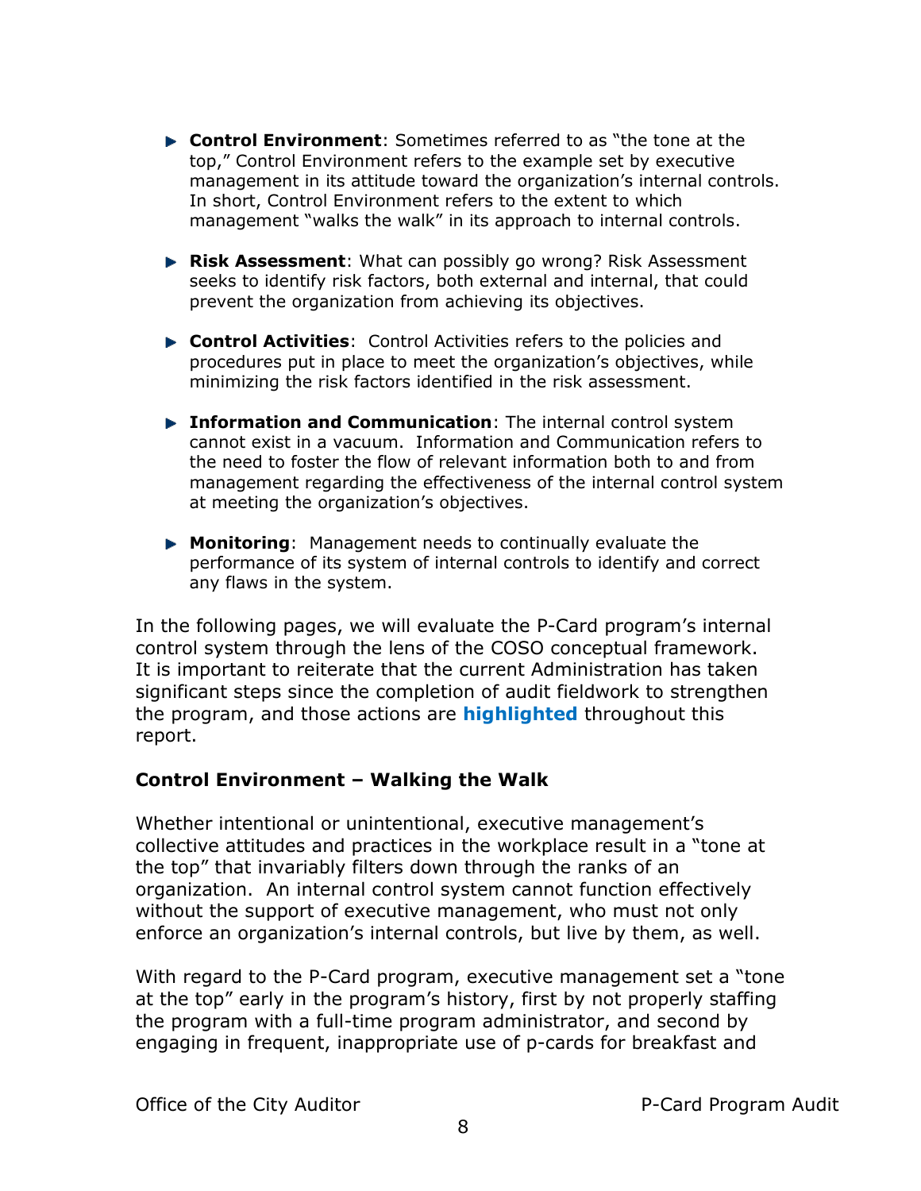- **Control Environment**: Sometimes referred to as "the tone at the top," Control Environment refers to the example set by executive management in its attitude toward the organization's internal controls. In short, Control Environment refers to the extent to which management "walks the walk" in its approach to internal controls.

- **Risk Assessment**: What can possibly go wrong? Risk Assessment seeks to identify risk factors, both external and internal, that could prevent the organization from achieving its objectives.

- **Control Activities**: Control Activities refers to the policies and procedures put in place to meet the organization's objectives, while minimizing the risk factors identified in the risk assessment.

- **Information and Communication**: The internal control system cannot exist in a vacuum. Information and Communication refers to the need to foster the flow of relevant information both to and from management regarding the effectiveness of the internal control system at meeting the organization's objectives.

- **Monitoring**: Management needs to continually evaluate the performance of its system of internal controls to identify and correct any flaws in the system.

In the following pages, we will evaluate the P-Card program's internal control system through the lens of the COSO conceptual framework. It is important to reiterate that the current Administration has taken significant steps since the completion of audit fieldwork to strengthen the program, and those actions are **highlighted** throughout this report.

**Control Environment – Walking the Walk**

Whether intentional or unintentional, executive management's collective attitudes and practices in the workplace result in a "tone at the top" that invariably filters down through the ranks of an organization. An internal control system cannot function effectively without the support of executive management, who must not only enforce an organization's internal controls, but live by them, as well.

With regard to the P-Card program, executive management set a "tone at the top" early in the program's history, first by not properly staffing the program with a full-time program administrator, and second by engaging in frequent, inappropriate use of p-cards for breakfast and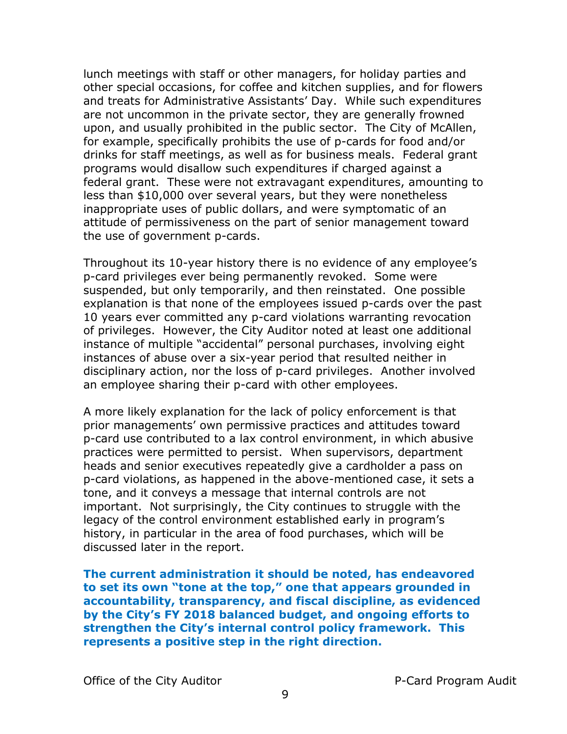lunch meetings with staff or other managers, for holiday parties and other special occasions, for coffee and kitchen supplies, and for flowers and treats for Administrative Assistants' Day. While such expenditures are not uncommon in the private sector, they are generally frowned upon, and usually prohibited in the public sector. The City of McAllen, for example, specifically prohibits the use of p-cards for food and/or drinks for staff meetings, as well as for business meals. Federal grant programs would disallow such expenditures if charged against a federal grant. These were not extravagant expenditures, amounting to less than $10,000 over several years, but they were nonetheless inappropriate uses of public dollars, and were symptomatic of an attitude of permissiveness on the part of senior management toward the use of government p-cards.

Throughout its 10-year history there is no evidence of any employee's p-card privileges ever being permanently revoked. Some were suspended, but only temporarily, and then reinstated. One possible explanation is that none of the employees issued p-cards over the past 10 years ever committed any p-card violations warranting revocation of privileges. However, the City Auditor noted at least one additional instance of multiple "accidental" personal purchases, involving eight instances of abuse over a six-year period that resulted neither in disciplinary action, nor the loss of p-card privileges. Another involved an employee sharing their p-card with other employees.

A more likely explanation for the lack of policy enforcement is that prior managements' own permissive practices and attitudes toward p-card use contributed to a lax control environment, in which abusive practices were permitted to persist. When supervisors, department heads and senior executives repeatedly give a cardholder a pass on p-card violations, as happened in the above-mentioned case, it sets a tone, and it conveys a message that internal controls are not important. Not surprisingly, the City continues to struggle with the legacy of the control environment established early in program's history, in particular in the area of food purchases, which will be discussed later in the report.

**The current administration it should be noted, has endeavored to set its own "tone at the top," one that appears grounded in accountability, transparency, and fiscal discipline, as evidenced by the City's FY 2018 balanced budget, and ongoing efforts to strengthen the City's internal control policy framework. This represents a positive step in the right direction.**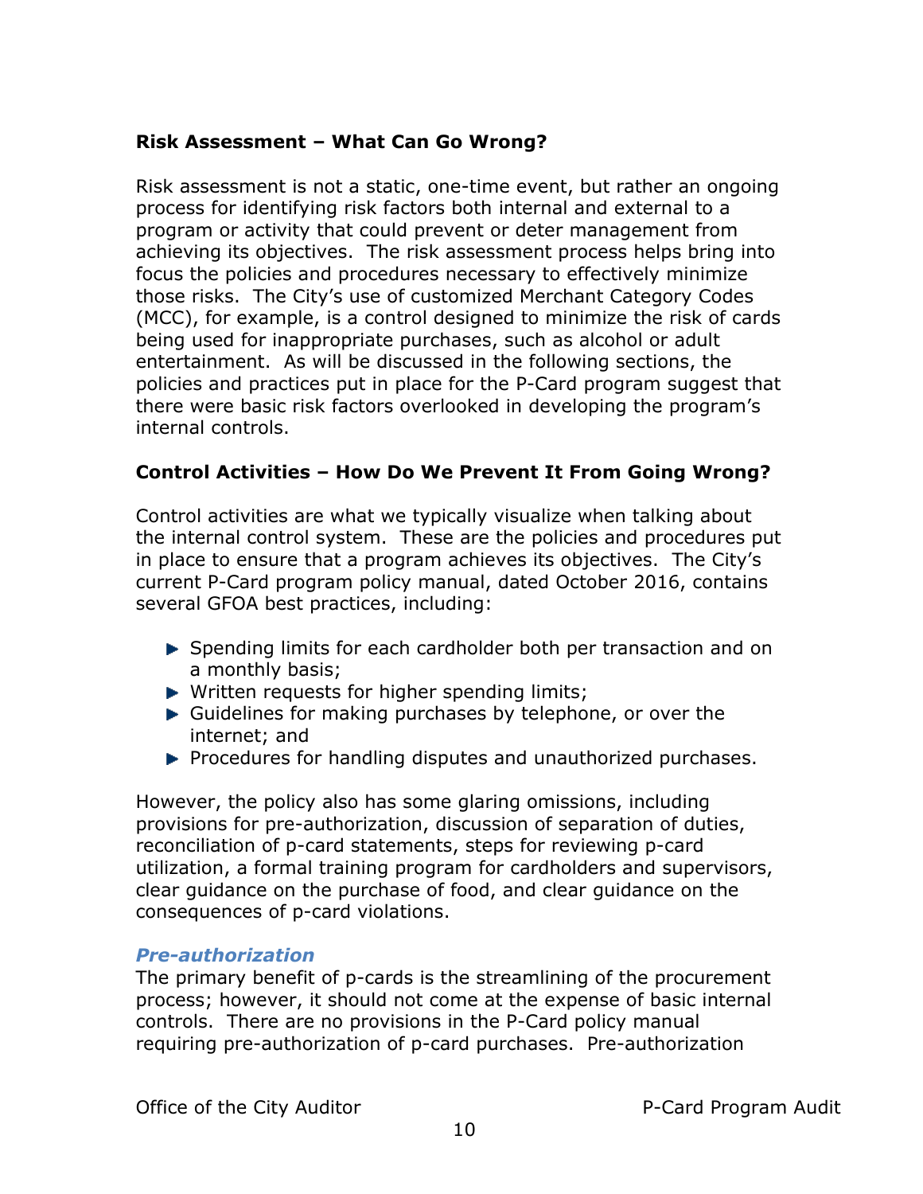### Risk Assessment – What Can Go Wrong?

Risk assessment is not a static, one-time event, but rather an ongoing process for identifying risk factors both internal and external to a program or activity that could prevent or deter management from achieving its objectives. The risk assessment process helps bring into focus the policies and procedures necessary to effectively minimize those risks. The City's use of customized Merchant Category Codes (MCC), for example, is a control designed to minimize the risk of cards being used for inappropriate purchases, such as alcohol or adult entertainment. As will be discussed in the following sections, the policies and practices put in place for the P-Card program suggest that there were basic risk factors overlooked in developing the program's internal controls.

### Control Activities – How Do We Prevent It From Going Wrong?

Control activities are what we typically visualize when talking about the internal control system. These are the policies and procedures put in place to ensure that a program achieves its objectives. The City's current P-Card program policy manual, dated October 2016, contains several GFOA best practices, including:

- Spending limits for each cardholder both per transaction and on a monthly basis;
- Written requests for higher spending limits;
- Guidelines for making purchases by telephone, or over the internet; and
- Procedures for handling disputes and unauthorized purchases.

However, the policy also has some glaring omissions, including provisions for pre-authorization, discussion of separation of duties, reconciliation of p-card statements, steps for reviewing p-card utilization, a formal training program for cardholders and supervisors, clear guidance on the purchase of food, and clear guidance on the consequences of p-card violations.

#### *Pre-authorization*

The primary benefit of p-cards is the streamlining of the procurement process; however, it should not come at the expense of basic internal controls. There are no provisions in the P-Card policy manual requiring pre-authorization of p-card purchases. Pre-authorization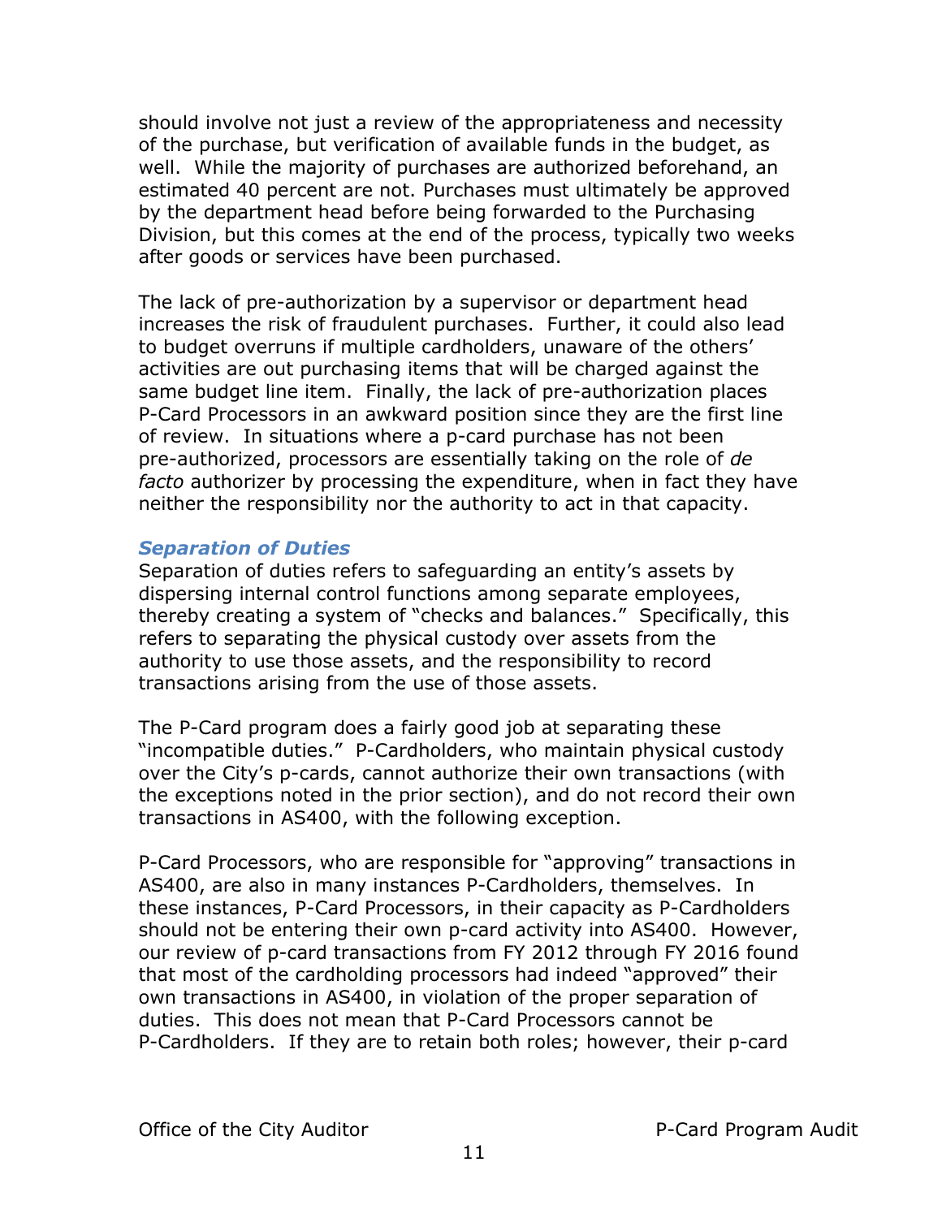should involve not just a review of the appropriateness and necessity of the purchase, but verification of available funds in the budget, as well. While the majority of purchases are authorized beforehand, an estimated 40 percent are not. Purchases must ultimately be approved by the department head before being forwarded to the Purchasing Division, but this comes at the end of the process, typically two weeks after goods or services have been purchased.

The lack of pre-authorization by a supervisor or department head increases the risk of fraudulent purchases. Further, it could also lead to budget overruns if multiple cardholders, unaware of the others' activities are out purchasing items that will be charged against the same budget line item. Finally, the lack of pre-authorization places P-Card Processors in an awkward position since they are the first line of review. In situations where a p-card purchase has not been pre-authorized, processors are essentially taking on the role of *de facto* authorizer by processing the expenditure, when in fact they have neither the responsibility nor the authority to act in that capacity.

### *Separation of Duties*

Separation of duties refers to safeguarding an entity's assets by dispersing internal control functions among separate employees, thereby creating a system of "checks and balances." Specifically, this refers to separating the physical custody over assets from the authority to use those assets, and the responsibility to record transactions arising from the use of those assets.

The P-Card program does a fairly good job at separating these "incompatible duties." P-Cardholders, who maintain physical custody over the City's p-cards, cannot authorize their own transactions (with the exceptions noted in the prior section), and do not record their own transactions in AS400, with the following exception.

P-Card Processors, who are responsible for "approving" transactions in AS400, are also in many instances P-Cardholders, themselves. In these instances, P-Card Processors, in their capacity as P-Cardholders should not be entering their own p-card activity into AS400. However, our review of p-card transactions from FY 2012 through FY 2016 found that most of the cardholding processors had indeed "approved" their own transactions in AS400, in violation of the proper separation of duties. This does not mean that P-Card Processors cannot be P-Cardholders. If they are to retain both roles; however, their p-card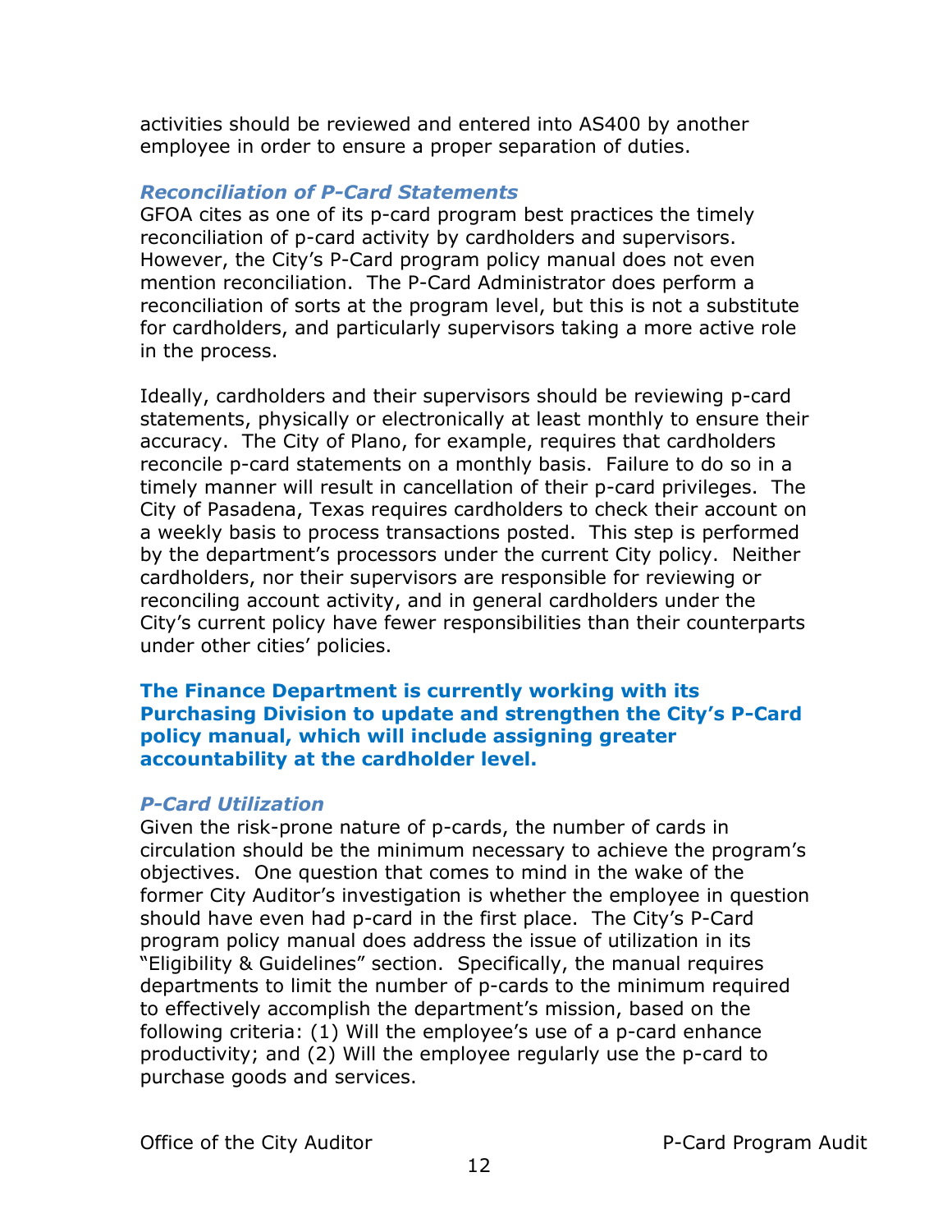activities should be reviewed and entered into AS400 by another employee in order to ensure a proper separation of duties.

### *Reconciliation of P-Card Statements*

GFOA cites as one of its p-card program best practices the timely reconciliation of p-card activity by cardholders and supervisors. However, the City's P-Card program policy manual does not even mention reconciliation. The P-Card Administrator does perform a reconciliation of sorts at the program level, but this is not a substitute for cardholders, and particularly supervisors taking a more active role in the process.

Ideally, cardholders and their supervisors should be reviewing p-card statements, physically or electronically at least monthly to ensure their accuracy. The City of Plano, for example, requires that cardholders reconcile p-card statements on a monthly basis. Failure to do so in a timely manner will result in cancellation of their p-card privileges. The City of Pasadena, Texas requires cardholders to check their account on a weekly basis to process transactions posted. This step is performed by the department's processors under the current City policy. Neither cardholders, nor their supervisors are responsible for reviewing or reconciling account activity, and in general cardholders under the City's current policy have fewer responsibilities than their counterparts under other cities' policies.

**The Finance Department is currently working with its Purchasing Division to update and strengthen the City's P-Card policy manual, which will include assigning greater accountability at the cardholder level.**

### *P-Card Utilization*

Given the risk-prone nature of p-cards, the number of cards in circulation should be the minimum necessary to achieve the program's objectives. One question that comes to mind in the wake of the former City Auditor's investigation is whether the employee in question should have even had p-card in the first place. The City's P-Card program policy manual does address the issue of utilization in its "Eligibility & Guidelines" section. Specifically, the manual requires departments to limit the number of p-cards to the minimum required to effectively accomplish the department's mission, based on the following criteria: (1) Will the employee's use of a p-card enhance productivity; and (2) Will the employee regularly use the p-card to purchase goods and services.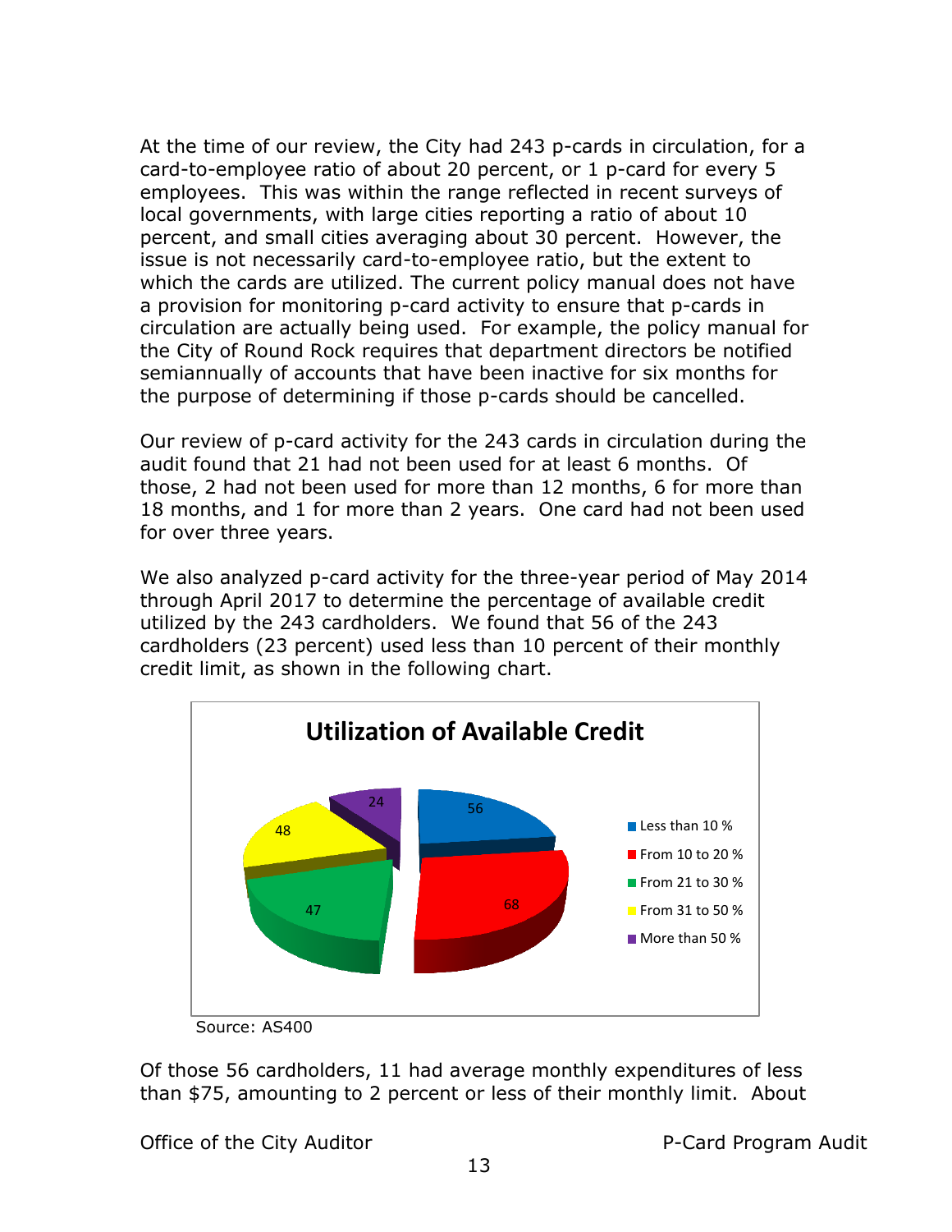At the time of our review, the City had 243 p-cards in circulation, for a card-to-employee ratio of about 20 percent, or 1 p-card for every 5 employees. This was within the range reflected in recent surveys of local governments, with large cities reporting a ratio of about 10 percent, and small cities averaging about 30 percent. However, the issue is not necessarily card-to-employee ratio, but the extent to which the cards are utilized. The current policy manual does not have a provision for monitoring p-card activity to ensure that p-cards in circulation are actually being used. For example, the policy manual for the City of Round Rock requires that department directors be notified semiannually of accounts that have been inactive for six months for the purpose of determining if those p-cards should be cancelled.

Our review of p-card activity for the 243 cards in circulation during the audit found that 21 had not been used for at least 6 months. Of those, 2 had not been used for more than 12 months, 6 for more than 18 months, and 1 for more than 2 years. One card had not been used for over three years.

We also analyzed p-card activity for the three-year period of May 2014 through April 2017 to determine the percentage of available credit utilized by the 243 cardholders. We found that 56 of the 243 cardholders (23 percent) used less than 10 percent of their monthly credit limit, as shown in the following chart.

**Utilization of Available Credit**

| Utilization | Cardholders |
|---|---|
| Less than 10 % | 56 |
| From 10 to 20 % | 68 |
| From 21 to 30 % | 47 |
| From 31 to 50 % | 48 |
| More than 50 % | 24 |

Source: AS400

Of those 56 cardholders, 11 had average monthly expenditures of less than $75, amounting to 2 percent or less of their monthly limit. About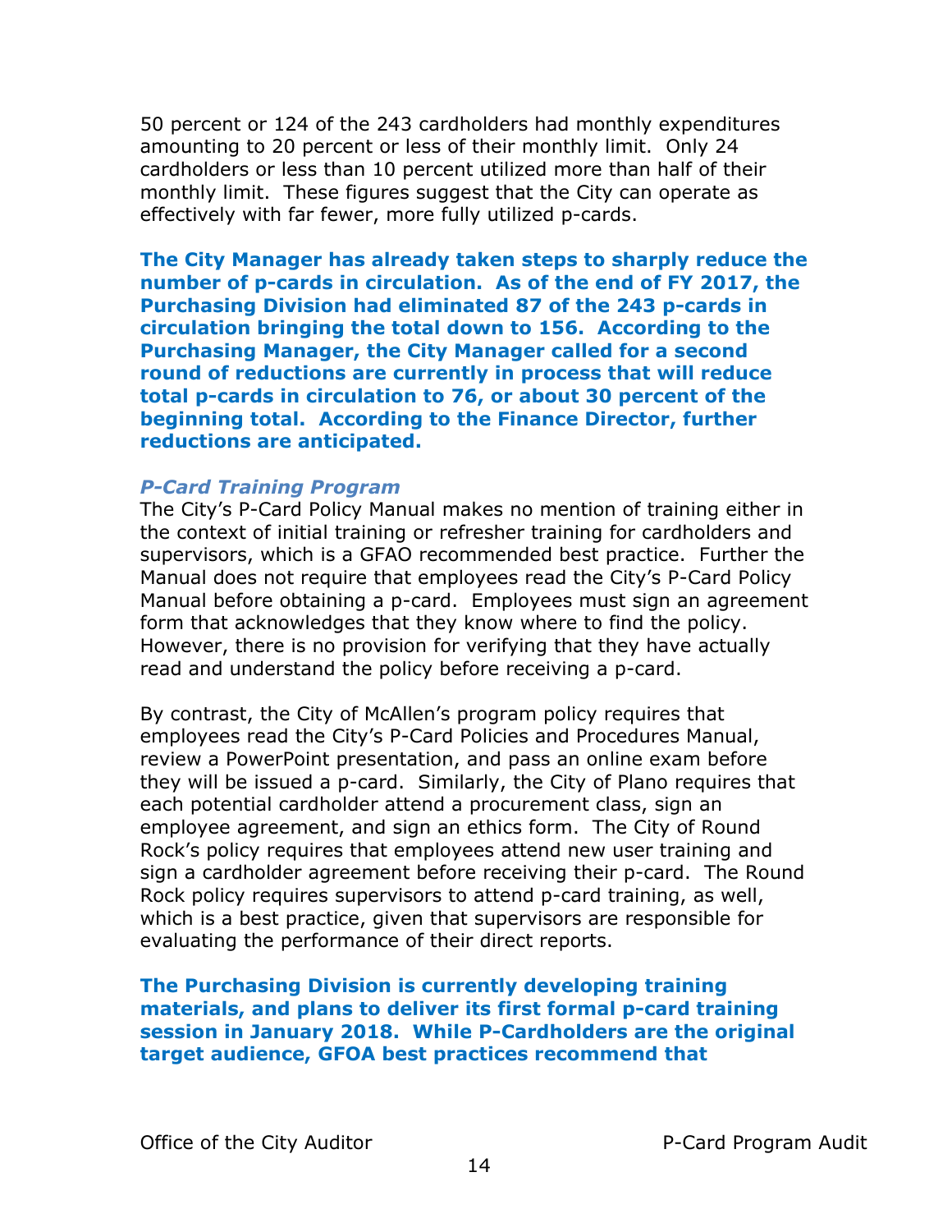50 percent or 124 of the 243 cardholders had monthly expenditures amounting to 20 percent or less of their monthly limit. Only 24 cardholders or less than 10 percent utilized more than half of their monthly limit. These figures suggest that the City can operate as effectively with far fewer, more fully utilized p-cards.

**The City Manager has already taken steps to sharply reduce the number of p-cards in circulation. As of the end of FY 2017, the Purchasing Division had eliminated 87 of the 243 p-cards in circulation bringing the total down to 156. According to the Purchasing Manager, the City Manager called for a second round of reductions are currently in process that will reduce total p-cards in circulation to 76, or about 30 percent of the beginning total. According to the Finance Director, further reductions are anticipated.**

***P-Card Training Program***

The City's P-Card Policy Manual makes no mention of training either in the context of initial training or refresher training for cardholders and supervisors, which is a GFAO recommended best practice. Further the Manual does not require that employees read the City's P-Card Policy Manual before obtaining a p-card. Employees must sign an agreement form that acknowledges that they know where to find the policy. However, there is no provision for verifying that they have actually read and understand the policy before receiving a p-card.

By contrast, the City of McAllen's program policy requires that employees read the City's P-Card Policies and Procedures Manual, review a PowerPoint presentation, and pass an online exam before they will be issued a p-card. Similarly, the City of Plano requires that each potential cardholder attend a procurement class, sign an employee agreement, and sign an ethics form. The City of Round Rock's policy requires that employees attend new user training and sign a cardholder agreement before receiving their p-card. The Round Rock policy requires supervisors to attend p-card training, as well, which is a best practice, given that supervisors are responsible for evaluating the performance of their direct reports.

**The Purchasing Division is currently developing training materials, and plans to deliver its first formal p-card training session in January 2018. While P-Cardholders are the original target audience, GFOA best practices recommend that**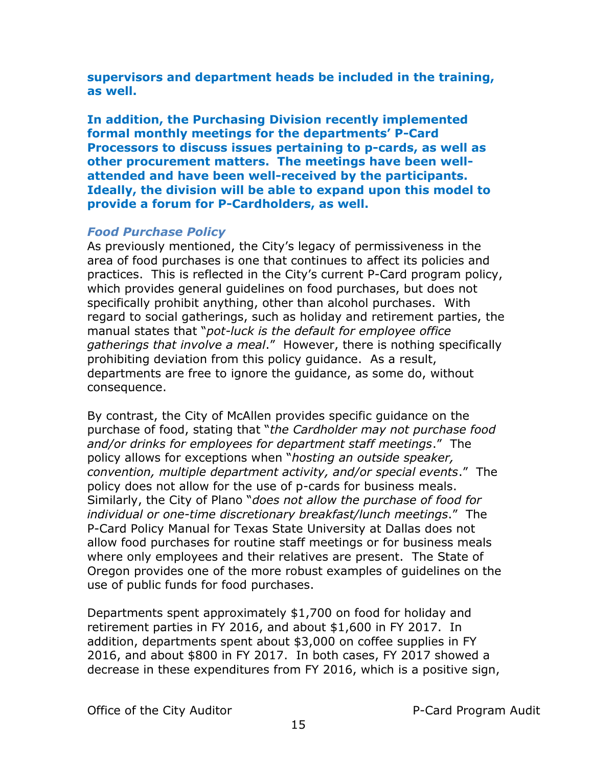**supervisors and department heads be included in the training, as well.**

**In addition, the Purchasing Division recently implemented formal monthly meetings for the departments' P-Card Processors to discuss issues pertaining to p-cards, as well as other procurement matters. The meetings have been well-attended and have been well-received by the participants. Ideally, the division will be able to expand upon this model to provide a forum for P-Cardholders, as well.**

### *Food Purchase Policy*

As previously mentioned, the City's legacy of permissiveness in the area of food purchases is one that continues to affect its policies and practices. This is reflected in the City's current P-Card program policy, which provides general guidelines on food purchases, but does not specifically prohibit anything, other than alcohol purchases. With regard to social gatherings, such as holiday and retirement parties, the manual states that "*pot-luck is the default for employee office gatherings that involve a meal*." However, there is nothing specifically prohibiting deviation from this policy guidance. As a result, departments are free to ignore the guidance, as some do, without consequence.

By contrast, the City of McAllen provides specific guidance on the purchase of food, stating that "*the Cardholder may not purchase food and/or drinks for employees for department staff meetings*." The policy allows for exceptions when "*hosting an outside speaker, convention, multiple department activity, and/or special events*." The policy does not allow for the use of p-cards for business meals. Similarly, the City of Plano "*does not allow the purchase of food for individual or one-time discretionary breakfast/lunch meetings*." The P-Card Policy Manual for Texas State University at Dallas does not allow food purchases for routine staff meetings or for business meals where only employees and their relatives are present. The State of Oregon provides one of the more robust examples of guidelines on the use of public funds for food purchases.

Departments spent approximately $1,700 on food for holiday and retirement parties in FY 2016, and about $1,600 in FY 2017. In addition, departments spent about $3,000 on coffee supplies in FY 2016, and about $800 in FY 2017. In both cases, FY 2017 showed a decrease in these expenditures from FY 2016, which is a positive sign,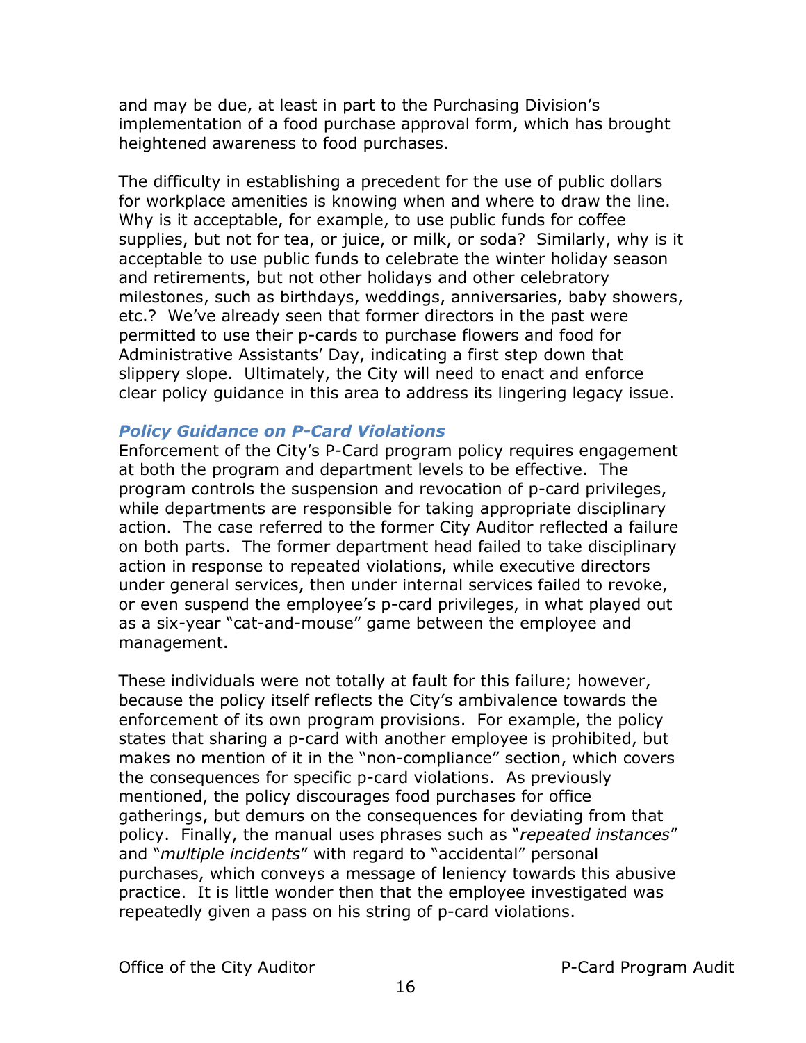and may be due, at least in part to the Purchasing Division's implementation of a food purchase approval form, which has brought heightened awareness to food purchases.

The difficulty in establishing a precedent for the use of public dollars for workplace amenities is knowing when and where to draw the line. Why is it acceptable, for example, to use public funds for coffee supplies, but not for tea, or juice, or milk, or soda? Similarly, why is it acceptable to use public funds to celebrate the winter holiday season and retirements, but not other holidays and other celebratory milestones, such as birthdays, weddings, anniversaries, baby showers, etc.? We've already seen that former directors in the past were permitted to use their p-cards to purchase flowers and food for Administrative Assistants' Day, indicating a first step down that slippery slope. Ultimately, the City will need to enact and enforce clear policy guidance in this area to address its lingering legacy issue.

### *Policy Guidance on P-Card Violations*

Enforcement of the City's P-Card program policy requires engagement at both the program and department levels to be effective. The program controls the suspension and revocation of p-card privileges, while departments are responsible for taking appropriate disciplinary action. The case referred to the former City Auditor reflected a failure on both parts. The former department head failed to take disciplinary action in response to repeated violations, while executive directors under general services, then under internal services failed to revoke, or even suspend the employee's p-card privileges, in what played out as a six-year "cat-and-mouse" game between the employee and management.

These individuals were not totally at fault for this failure; however, because the policy itself reflects the City's ambivalence towards the enforcement of its own program provisions. For example, the policy states that sharing a p-card with another employee is prohibited, but makes no mention of it in the "non-compliance" section, which covers the consequences for specific p-card violations. As previously mentioned, the policy discourages food purchases for office gatherings, but demurs on the consequences for deviating from that policy. Finally, the manual uses phrases such as "*repeated instances*" and "*multiple incidents*" with regard to "accidental" personal purchases, which conveys a message of leniency towards this abusive practice. It is little wonder then that the employee investigated was repeatedly given a pass on his string of p-card violations.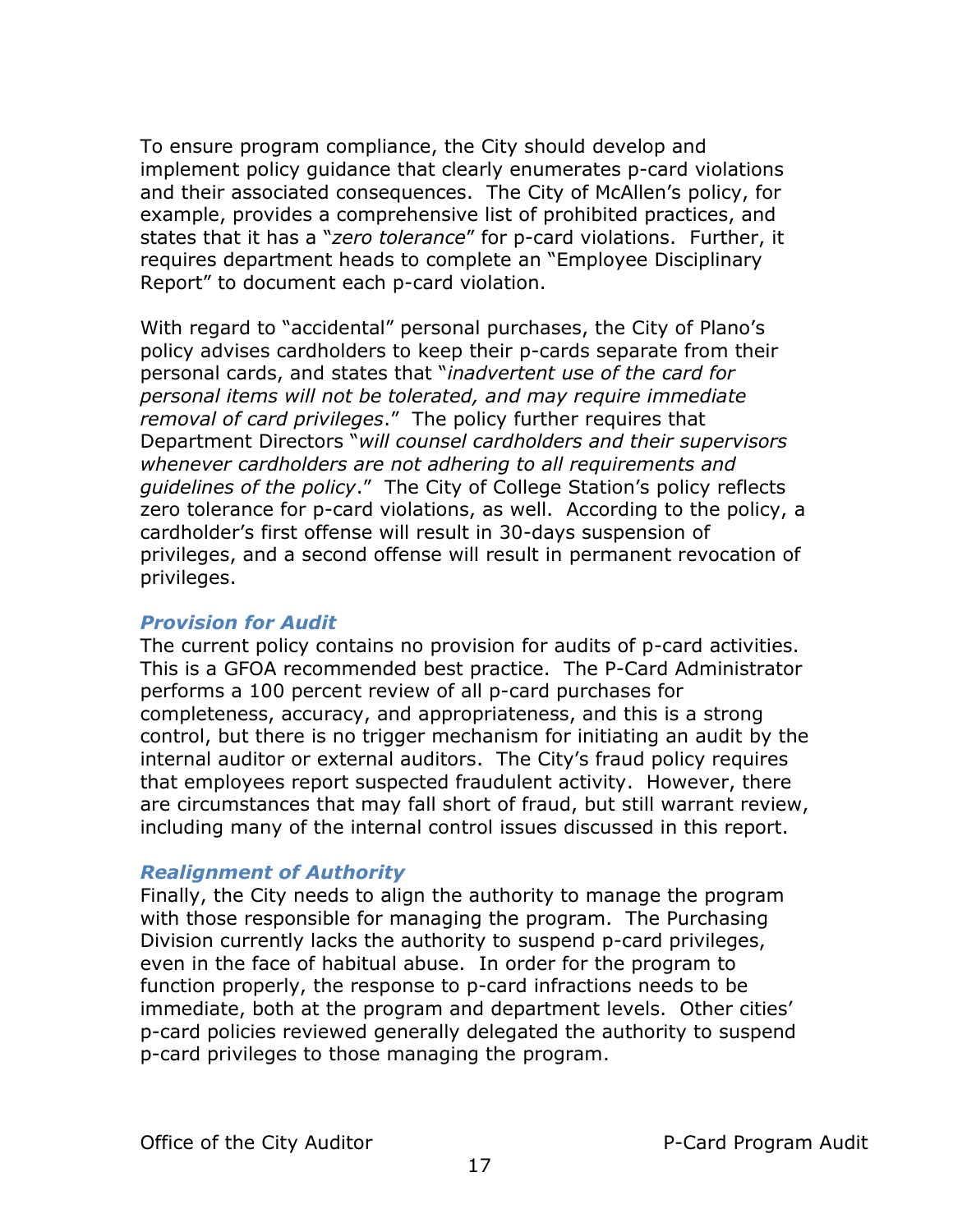To ensure program compliance, the City should develop and implement policy guidance that clearly enumerates p-card violations and their associated consequences. The City of McAllen's policy, for example, provides a comprehensive list of prohibited practices, and states that it has a "*zero tolerance*" for p-card violations. Further, it requires department heads to complete an "Employee Disciplinary Report" to document each p-card violation.

With regard to "accidental" personal purchases, the City of Plano's policy advises cardholders to keep their p-cards separate from their personal cards, and states that "*inadvertent use of the card for personal items will not be tolerated, and may require immediate removal of card privileges*." The policy further requires that Department Directors "*will counsel cardholders and their supervisors whenever cardholders are not adhering to all requirements and guidelines of the policy*." The City of College Station's policy reflects zero tolerance for p-card violations, as well. According to the policy, a cardholder's first offense will result in 30-days suspension of privileges, and a second offense will result in permanent revocation of privileges.

### *Provision for Audit*

The current policy contains no provision for audits of p-card activities. This is a GFOA recommended best practice. The P-Card Administrator performs a 100 percent review of all p-card purchases for completeness, accuracy, and appropriateness, and this is a strong control, but there is no trigger mechanism for initiating an audit by the internal auditor or external auditors. The City's fraud policy requires that employees report suspected fraudulent activity. However, there are circumstances that may fall short of fraud, but still warrant review, including many of the internal control issues discussed in this report.

### *Realignment of Authority*

Finally, the City needs to align the authority to manage the program with those responsible for managing the program. The Purchasing Division currently lacks the authority to suspend p-card privileges, even in the face of habitual abuse. In order for the program to function properly, the response to p-card infractions needs to be immediate, both at the program and department levels. Other cities' p-card policies reviewed generally delegated the authority to suspend p-card privileges to those managing the program.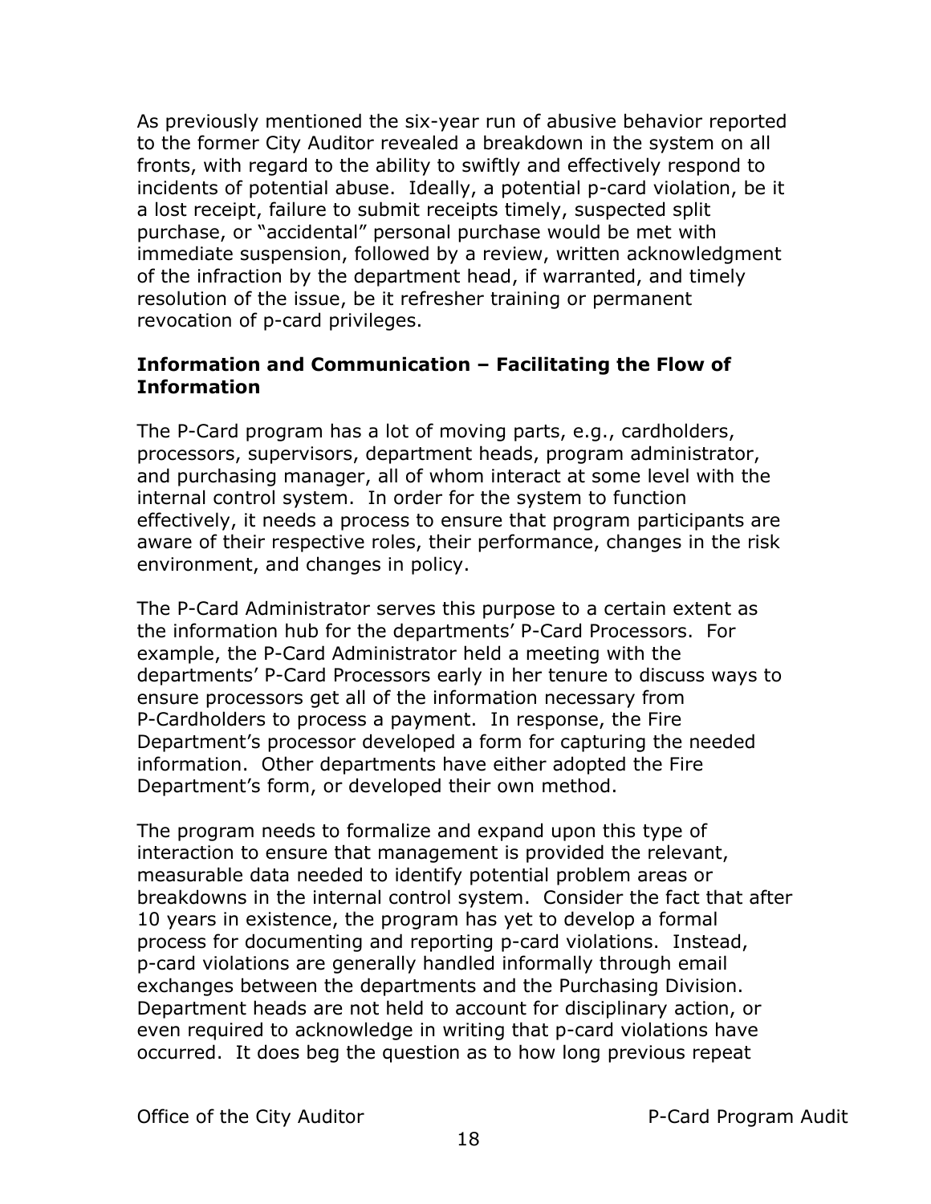As previously mentioned the six-year run of abusive behavior reported to the former City Auditor revealed a breakdown in the system on all fronts, with regard to the ability to swiftly and effectively respond to incidents of potential abuse. Ideally, a potential p-card violation, be it a lost receipt, failure to submit receipts timely, suspected split purchase, or "accidental" personal purchase would be met with immediate suspension, followed by a review, written acknowledgment of the infraction by the department head, if warranted, and timely resolution of the issue, be it refresher training or permanent revocation of p-card privileges.

### Information and Communication – Facilitating the Flow of Information

The P-Card program has a lot of moving parts, e.g., cardholders, processors, supervisors, department heads, program administrator, and purchasing manager, all of whom interact at some level with the internal control system. In order for the system to function effectively, it needs a process to ensure that program participants are aware of their respective roles, their performance, changes in the risk environment, and changes in policy.

The P-Card Administrator serves this purpose to a certain extent as the information hub for the departments' P-Card Processors. For example, the P-Card Administrator held a meeting with the departments' P-Card Processors early in her tenure to discuss ways to ensure processors get all of the information necessary from P-Cardholders to process a payment. In response, the Fire Department's processor developed a form for capturing the needed information. Other departments have either adopted the Fire Department's form, or developed their own method.

The program needs to formalize and expand upon this type of interaction to ensure that management is provided the relevant, measurable data needed to identify potential problem areas or breakdowns in the internal control system. Consider the fact that after 10 years in existence, the program has yet to develop a formal process for documenting and reporting p-card violations. Instead, p-card violations are generally handled informally through email exchanges between the departments and the Purchasing Division. Department heads are not held to account for disciplinary action, or even required to acknowledge in writing that p-card violations have occurred. It does beg the question as to how long previous repeat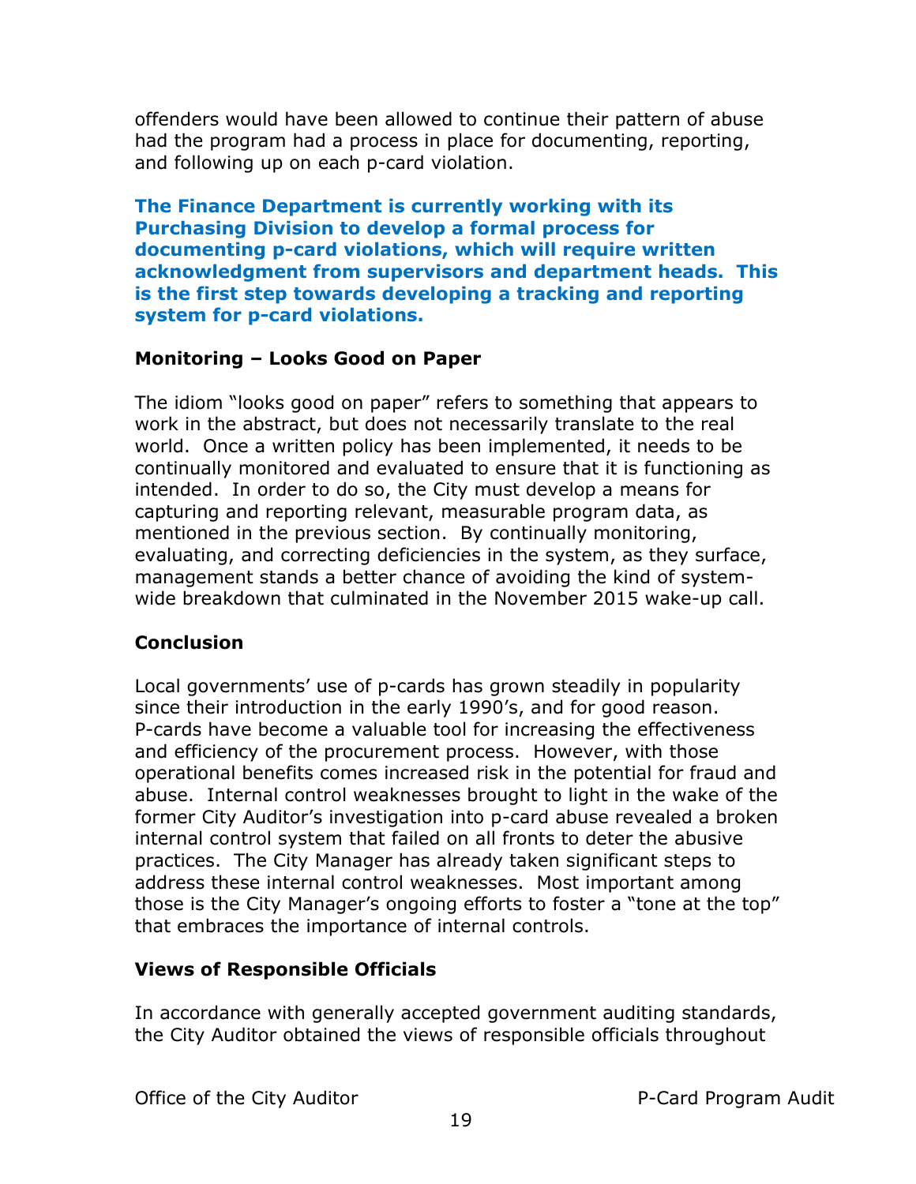offenders would have been allowed to continue their pattern of abuse had the program had a process in place for documenting, reporting, and following up on each p-card violation.

**The Finance Department is currently working with its Purchasing Division to develop a formal process for documenting p-card violations, which will require written acknowledgment from supervisors and department heads. This is the first step towards developing a tracking and reporting system for p-card violations.**

### Monitoring – Looks Good on Paper

The idiom "looks good on paper" refers to something that appears to work in the abstract, but does not necessarily translate to the real world. Once a written policy has been implemented, it needs to be continually monitored and evaluated to ensure that it is functioning as intended. In order to do so, the City must develop a means for capturing and reporting relevant, measurable program data, as mentioned in the previous section. By continually monitoring, evaluating, and correcting deficiencies in the system, as they surface, management stands a better chance of avoiding the kind of system-wide breakdown that culminated in the November 2015 wake-up call.

### Conclusion

Local governments' use of p-cards has grown steadily in popularity since their introduction in the early 1990's, and for good reason. P-cards have become a valuable tool for increasing the effectiveness and efficiency of the procurement process. However, with those operational benefits comes increased risk in the potential for fraud and abuse. Internal control weaknesses brought to light in the wake of the former City Auditor's investigation into p-card abuse revealed a broken internal control system that failed on all fronts to deter the abusive practices. The City Manager has already taken significant steps to address these internal control weaknesses. Most important among those is the City Manager's ongoing efforts to foster a "tone at the top" that embraces the importance of internal controls.

### Views of Responsible Officials

In accordance with generally accepted government auditing standards, the City Auditor obtained the views of responsible officials throughout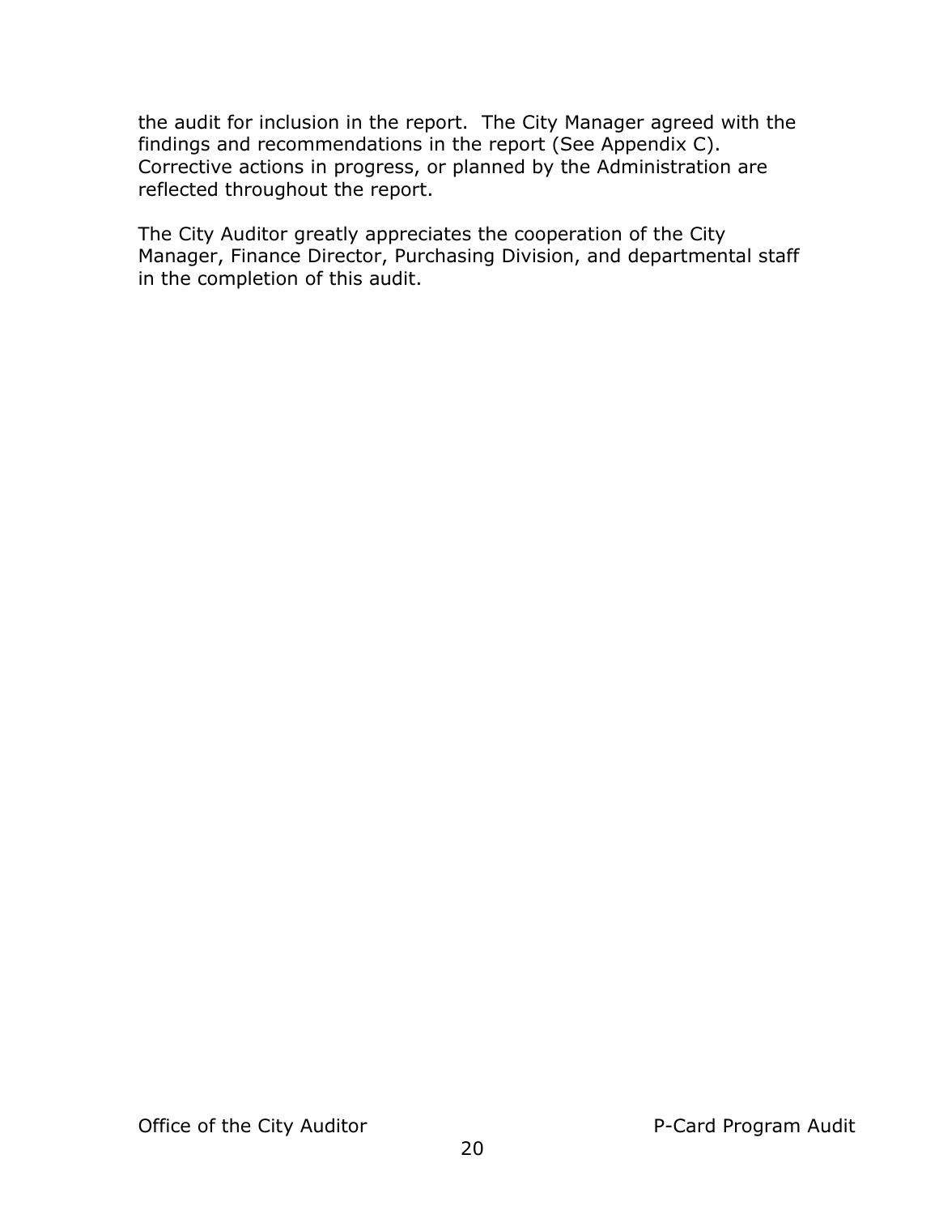the audit for inclusion in the report. The City Manager agreed with the findings and recommendations in the report (See Appendix C). Corrective actions in progress, or planned by the Administration are reflected throughout the report.

The City Auditor greatly appreciates the cooperation of the City Manager, Finance Director, Purchasing Division, and departmental staff in the completion of this audit.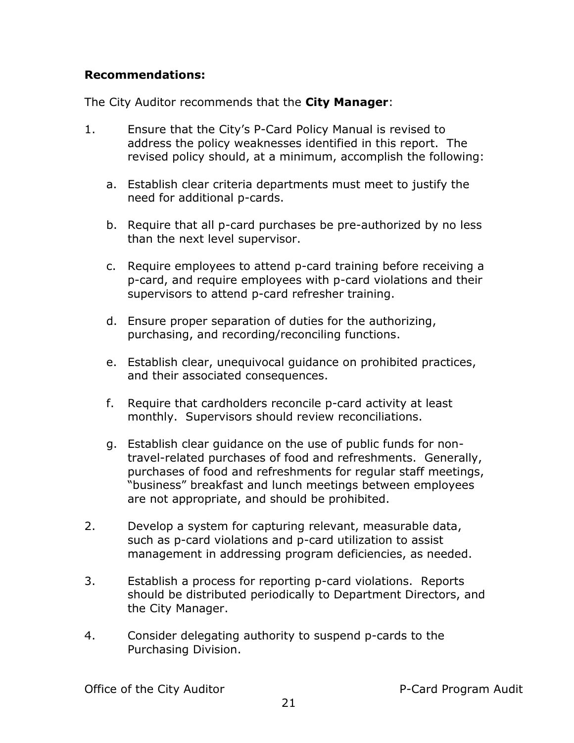**Recommendations:**

The City Auditor recommends that the **City Manager**:

1. Ensure that the City's P-Card Policy Manual is revised to address the policy weaknesses identified in this report. The revised policy should, at a minimum, accomplish the following:

    a. Establish clear criteria departments must meet to justify the need for additional p-cards.

    b. Require that all p-card purchases be pre-authorized by no less than the next level supervisor.

    c. Require employees to attend p-card training before receiving a p-card, and require employees with p-card violations and their supervisors to attend p-card refresher training.

    d. Ensure proper separation of duties for the authorizing, purchasing, and recording/reconciling functions.

    e. Establish clear, unequivocal guidance on prohibited practices, and their associated consequences.

    f. Require that cardholders reconcile p-card activity at least monthly. Supervisors should review reconciliations.

    g. Establish clear guidance on the use of public funds for non-travel-related purchases of food and refreshments. Generally, purchases of food and refreshments for regular staff meetings, "business" breakfast and lunch meetings between employees are not appropriate, and should be prohibited.

2. Develop a system for capturing relevant, measurable data, such as p-card violations and p-card utilization to assist management in addressing program deficiencies, as needed.

3. Establish a process for reporting p-card violations. Reports should be distributed periodically to Department Directors, and the City Manager.

4. Consider delegating authority to suspend p-cards to the Purchasing Division.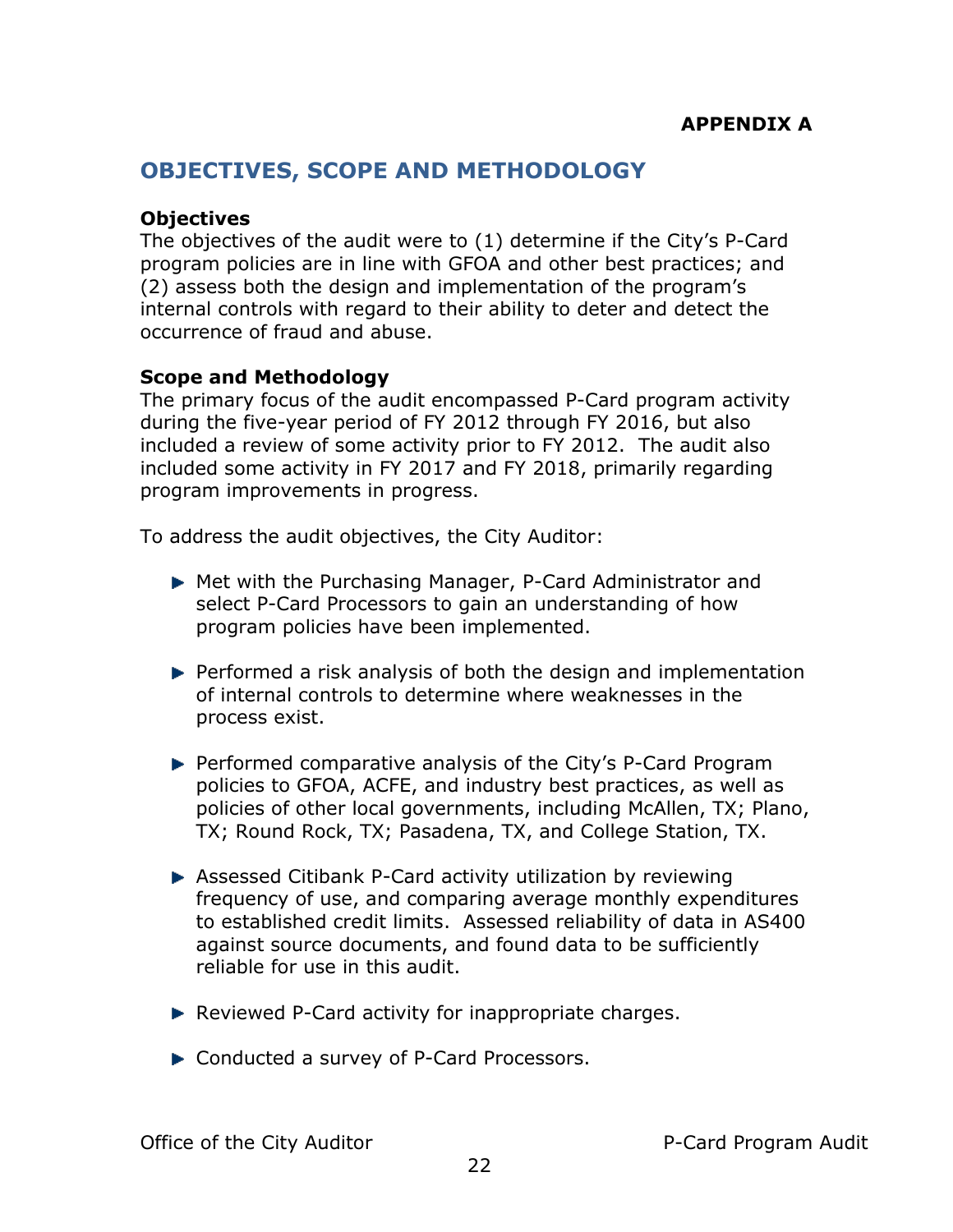**APPENDIX A**

## OBJECTIVES, SCOPE AND METHODOLOGY

### Objectives

The objectives of the audit were to (1) determine if the City's P-Card program policies are in line with GFOA and other best practices; and (2) assess both the design and implementation of the program's internal controls with regard to their ability to deter and detect the occurrence of fraud and abuse.

### Scope and Methodology

The primary focus of the audit encompassed P-Card program activity during the five-year period of FY 2012 through FY 2016, but also included a review of some activity prior to FY 2012. The audit also included some activity in FY 2017 and FY 2018, primarily regarding program improvements in progress.

To address the audit objectives, the City Auditor:

- Met with the Purchasing Manager, P-Card Administrator and select P-Card Processors to gain an understanding of how program policies have been implemented.
- Performed a risk analysis of both the design and implementation of internal controls to determine where weaknesses in the process exist.
- Performed comparative analysis of the City's P-Card Program policies to GFOA, ACFE, and industry best practices, as well as policies of other local governments, including McAllen, TX; Plano, TX; Round Rock, TX; Pasadena, TX, and College Station, TX.
- Assessed Citibank P-Card activity utilization by reviewing frequency of use, and comparing average monthly expenditures to established credit limits. Assessed reliability of data in AS400 against source documents, and found data to be sufficiently reliable for use in this audit.
- Reviewed P-Card activity for inappropriate charges.
- Conducted a survey of P-Card Processors.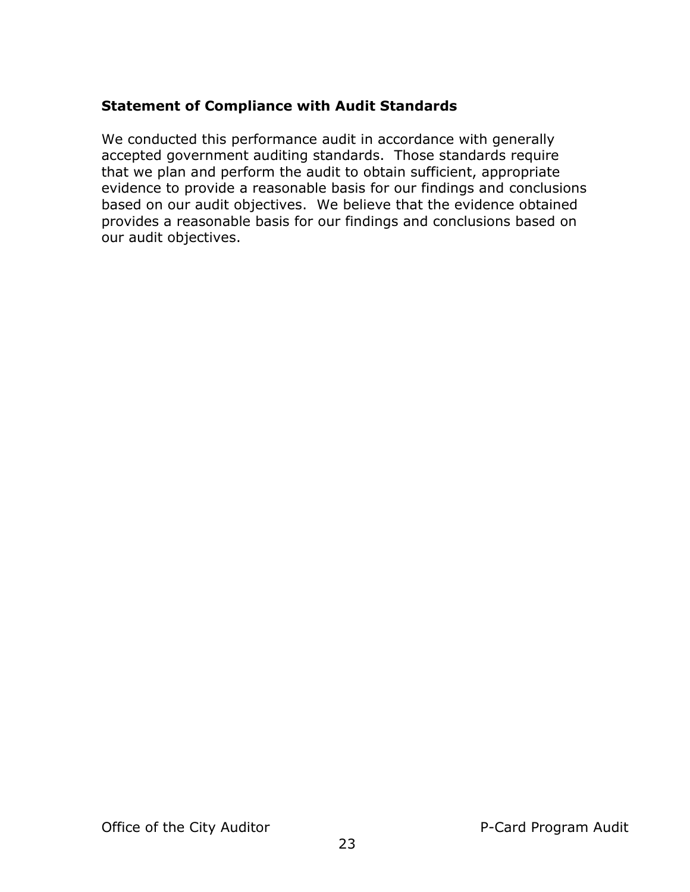### Statement of Compliance with Audit Standards

We conducted this performance audit in accordance with generally accepted government auditing standards. Those standards require that we plan and perform the audit to obtain sufficient, appropriate evidence to provide a reasonable basis for our findings and conclusions based on our audit objectives. We believe that the evidence obtained provides a reasonable basis for our findings and conclusions based on our audit objectives.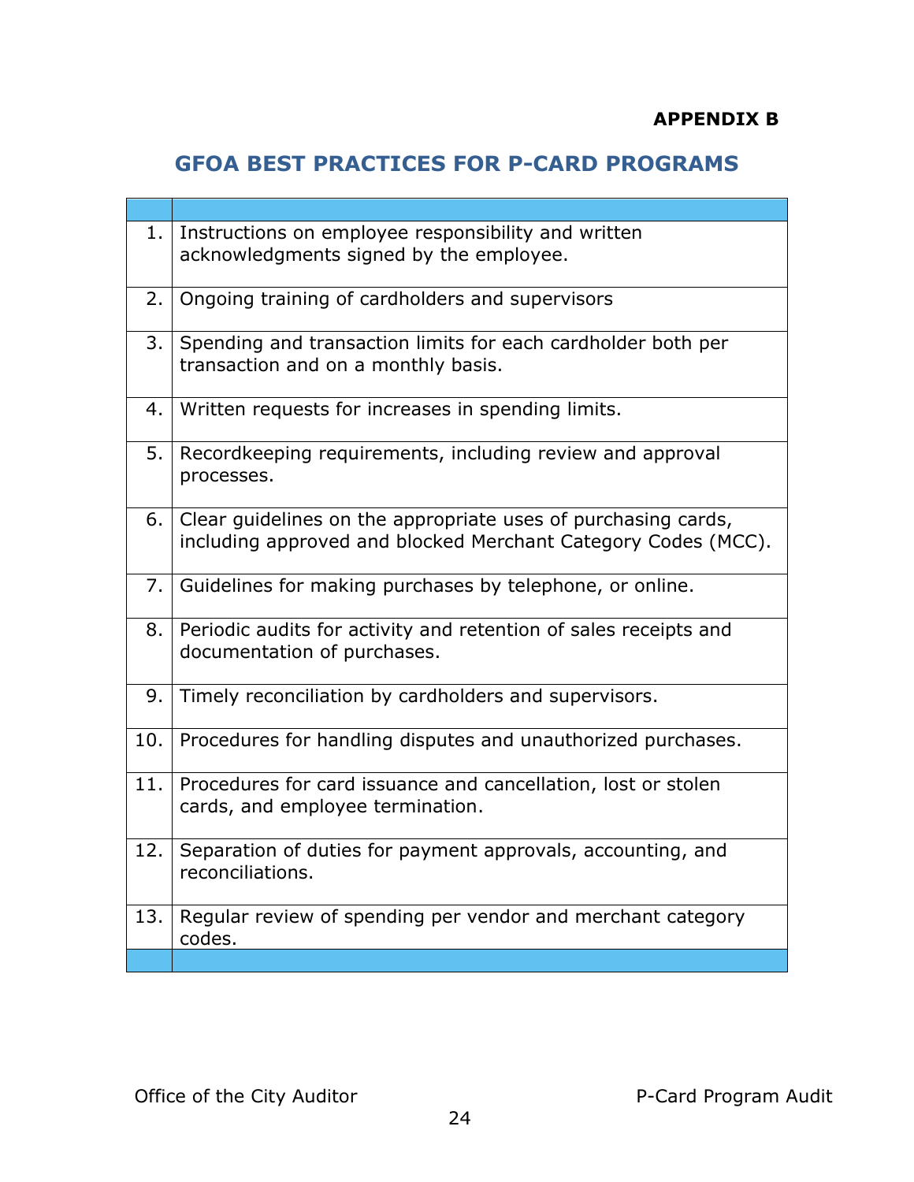**APPENDIX B**

## GFOA BEST PRACTICES FOR P-CARD PROGRAMS

| | |
|---|---|
| 1. | Instructions on employee responsibility and written acknowledgments signed by the employee. |
| 2. | Ongoing training of cardholders and supervisors |
| 3. | Spending and transaction limits for each cardholder both per transaction and on a monthly basis. |
| 4. | Written requests for increases in spending limits. |
| 5. | Recordkeeping requirements, including review and approval processes. |
| 6. | Clear guidelines on the appropriate uses of purchasing cards, including approved and blocked Merchant Category Codes (MCC). |
| 7. | Guidelines for making purchases by telephone, or online. |
| 8. | Periodic audits for activity and retention of sales receipts and documentation of purchases. |
| 9. | Timely reconciliation by cardholders and supervisors. |
| 10. | Procedures for handling disputes and unauthorized purchases. |
| 11. | Procedures for card issuance and cancellation, lost or stolen cards, and employee termination. |
| 12. | Separation of duties for payment approvals, accounting, and reconciliations. |
| 13. | Regular review of spending per vendor and merchant category codes. |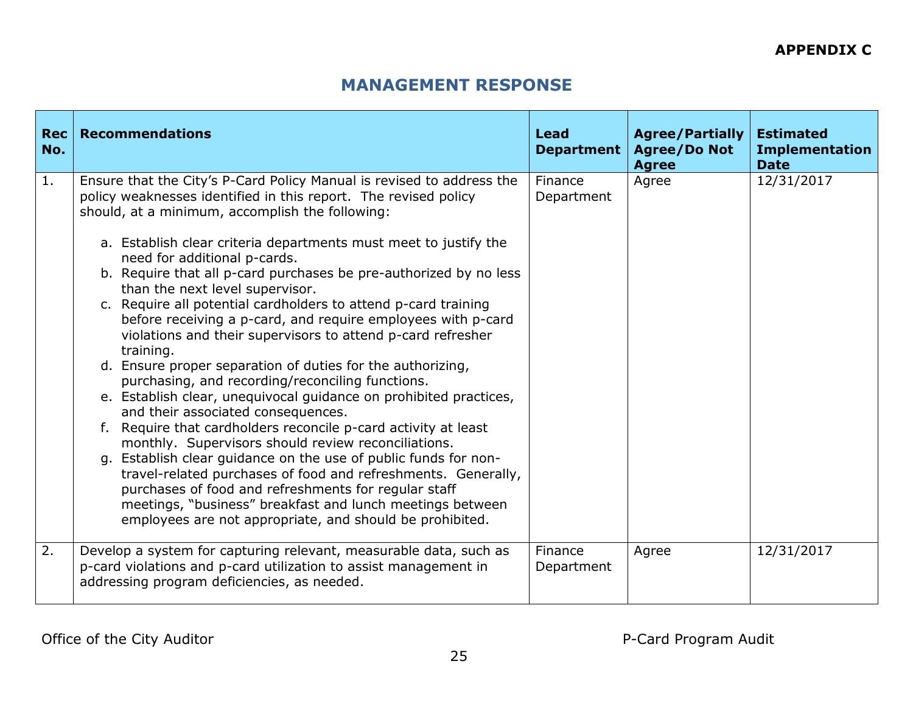**APPENDIX C**

## MANAGEMENT RESPONSE

| Rec No. | Recommendations | Lead Department | Agree/Partially Agree/Do Not Agree | Estimated Implementation Date |
|---|---|---|---|---|
| 1. | Ensure that the City's P-Card Policy Manual is revised to address the policy weaknesses identified in this report. The revised policy should, at a minimum, accomplish the following:<br><br>a. Establish clear criteria departments must meet to justify the need for additional p-cards.<br>b. Require that all p-card purchases be pre-authorized by no less than the next level supervisor.<br>c. Require all potential cardholders to attend p-card training before receiving a p-card, and require employees with p-card violations and their supervisors to attend p-card refresher training.<br>d. Ensure proper separation of duties for the authorizing, purchasing, and recording/reconciling functions.<br>e. Establish clear, unequivocal guidance on prohibited practices, and their associated consequences.<br>f. Require that cardholders reconcile p-card activity at least monthly. Supervisors should review reconciliations.<br>g. Establish clear guidance on the use of public funds for non-travel-related purchases of food and refreshments. Generally, purchases of food and refreshments for regular staff meetings, "business" breakfast and lunch meetings between employees are not appropriate, and should be prohibited. | Finance Department | Agree | 12/31/2017 |
| 2. | Develop a system for capturing relevant, measurable data, such as p-card violations and p-card utilization to assist management in addressing program deficiencies, as needed. | Finance Department | Agree | 12/31/2017 |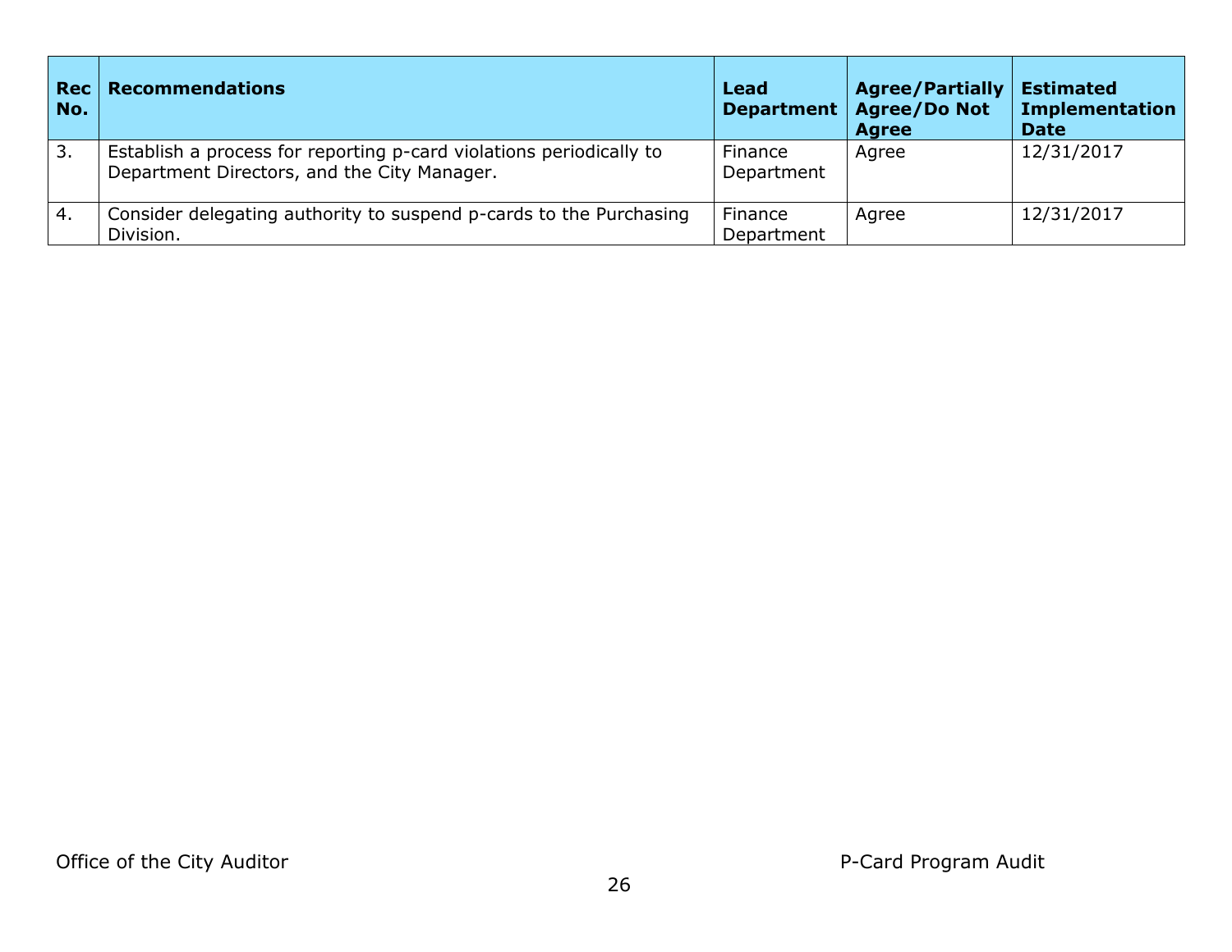| Rec No. | Recommendations | Lead Department | Agree/Partially Agree/Do Not Agree | Estimated Implementation Date |
|---|---|---|---|---|
| 3. | Establish a process for reporting p-card violations periodically to Department Directors, and the City Manager. | Finance Department | Agree | 12/31/2017 |
| 4. | Consider delegating authority to suspend p-cards to the Purchasing Division. | Finance Department | Agree | 12/31/2017 |